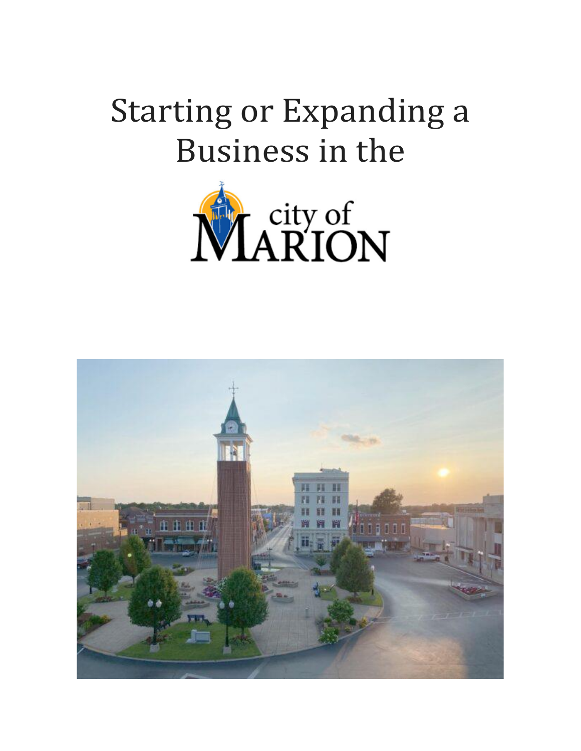# Starting or Expanding a Business in the

city of MARION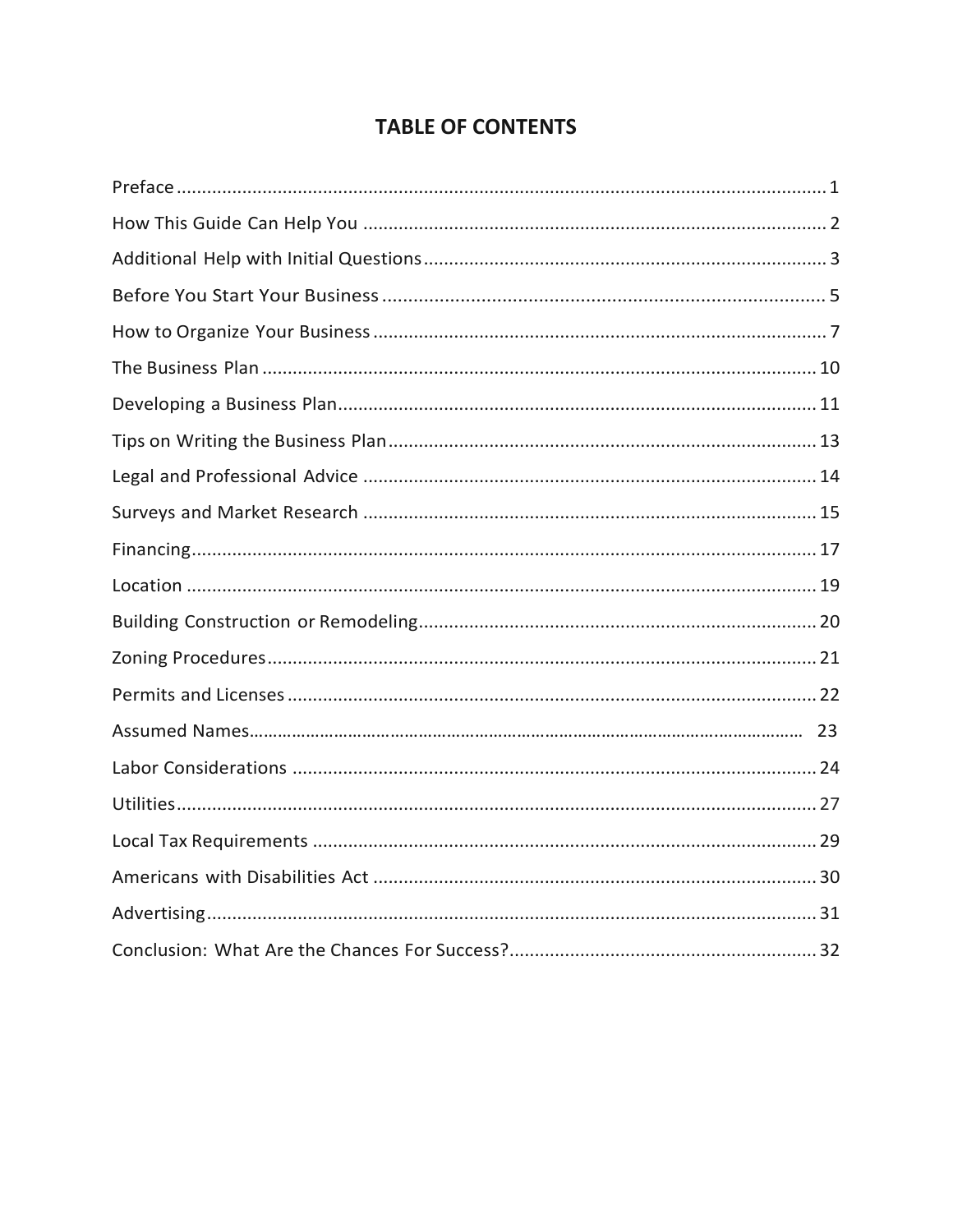# TABLE OF CONTENTS

| Section | Page |
|---|---|
| Preface | 1 |
| How This Guide Can Help You | 2 |
| Additional Help with Initial Questions | 3 |
| Before You Start Your Business | 5 |
| How to Organize Your Business | 7 |
| The Business Plan | 10 |
| Developing a Business Plan | 11 |
| Tips on Writing the Business Plan | 13 |
| Legal and Professional Advice | 14 |
| Surveys and Market Research | 15 |
| Financing | 17 |
| Location | 19 |
| Building Construction or Remodeling | 20 |
| Zoning Procedures | 21 |
| Permits and Licenses | 22 |
| Assumed Names | 23 |
| Labor Considerations | 24 |
| Utilities | 27 |
| Local Tax Requirements | 29 |
| Americans with Disabilities Act | 30 |
| Advertising | 31 |
| Conclusion: What Are the Chances For Success? | 32 |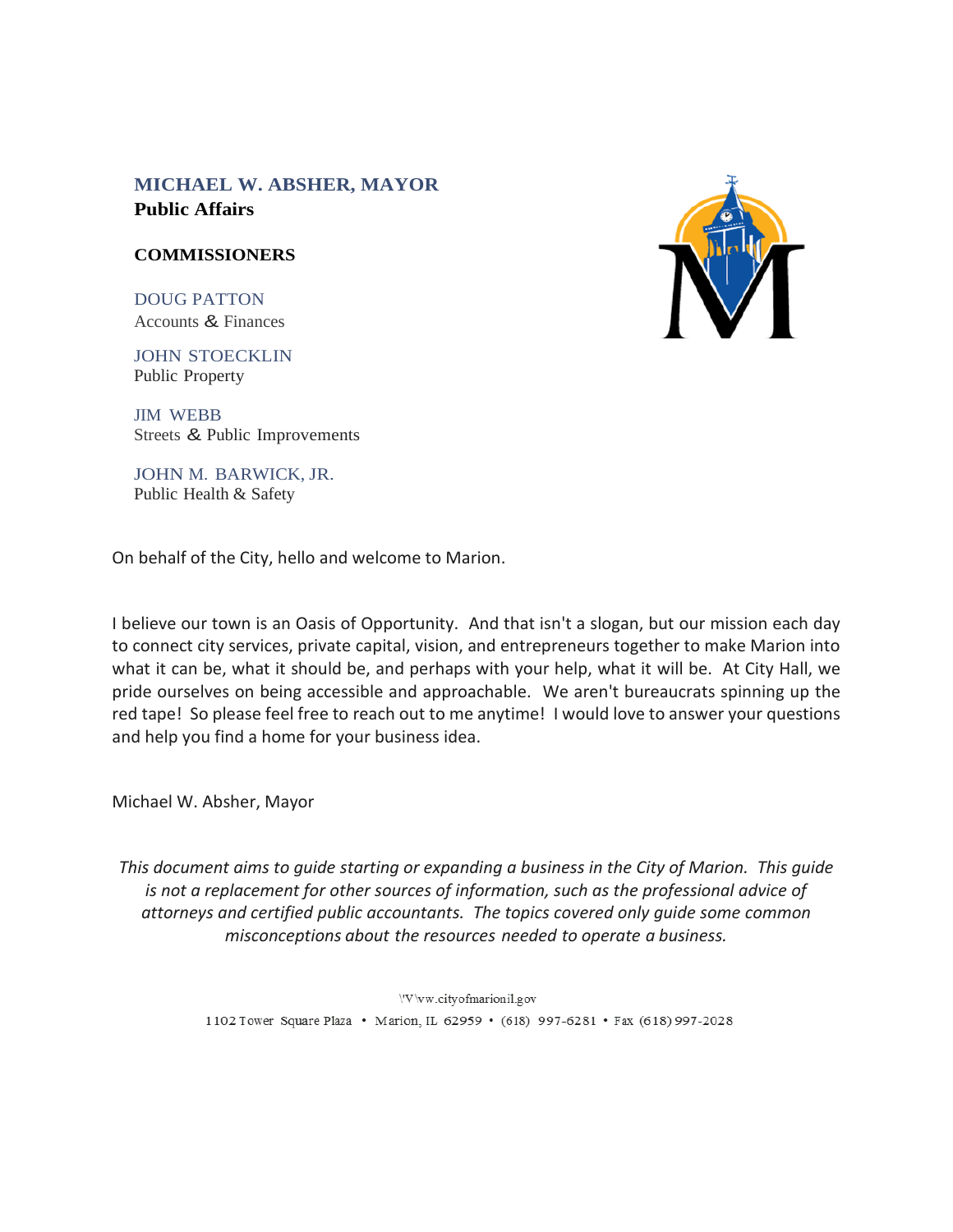**MICHAEL W. ABSHER, MAYOR**
**Public Affairs**

**COMMISSIONERS**

DOUG PATTON
Accounts & Finances

JOHN STOECKLIN
Public Property

JIM WEBB
Streets & Public Improvements

JOHN M. BARWICK, JR.
Public Health & Safety

On behalf of the City, hello and welcome to Marion.

I believe our town is an Oasis of Opportunity. And that isn't a slogan, but our mission each day to connect city services, private capital, vision, and entrepreneurs together to make Marion into what it can be, what it should be, and perhaps with your help, what it will be. At City Hall, we pride ourselves on being accessible and approachable. We aren't bureaucrats spinning up the red tape! So please feel free to reach out to me anytime! I would love to answer your questions and help you find a home for your business idea.

Michael W. Absher, Mayor

*This document aims to guide starting or expanding a business in the City of Marion. This guide is not a replacement for other sources of information, such as the professional advice of attorneys and certified public accountants. The topics covered only guide some common misconceptions about the resources needed to operate a business.*

www.cityofmarionil.gov

1102 Tower Square Plaza • Marion, IL 62959 • (618) 997-6281 • Fax (618) 997-2028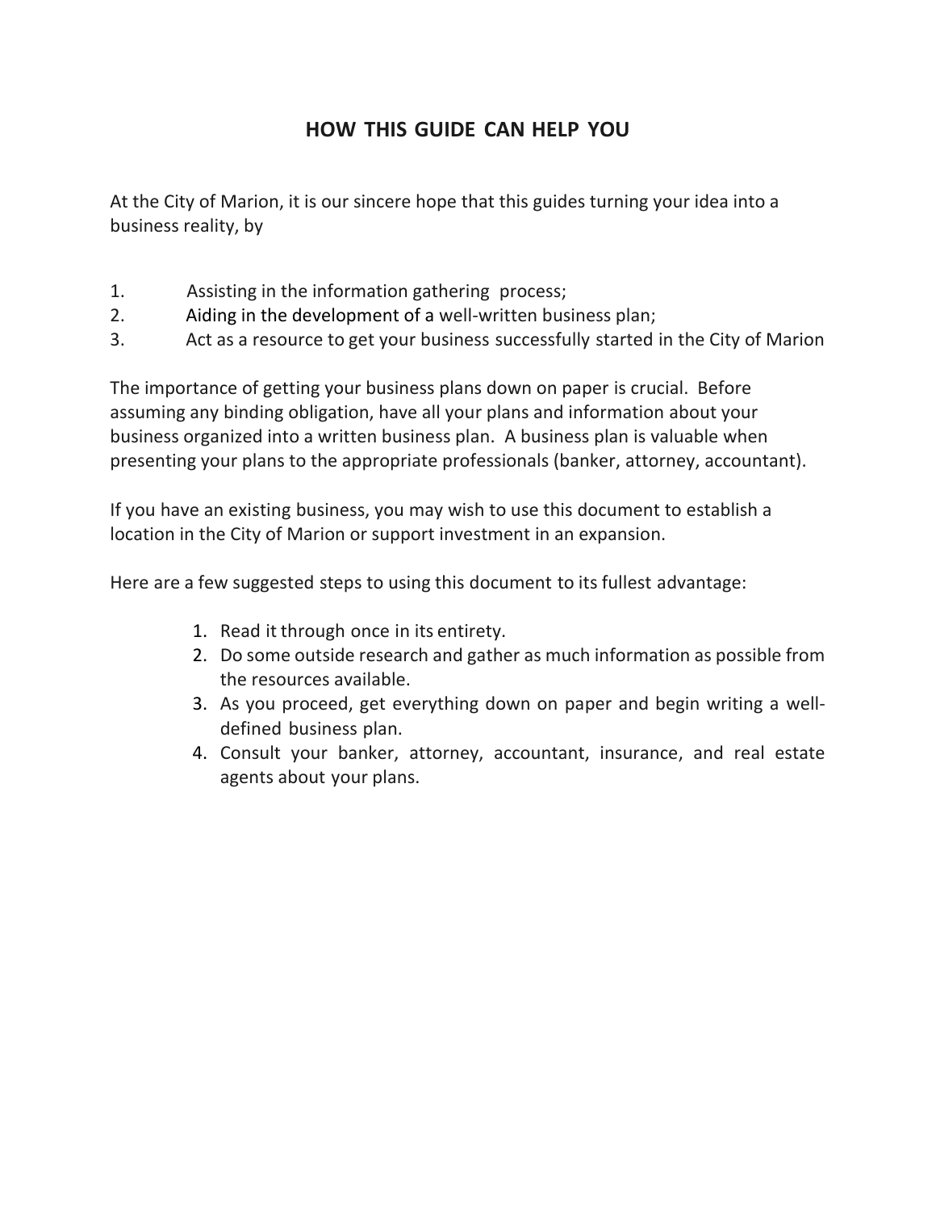## HOW THIS GUIDE CAN HELP YOU

At the City of Marion, it is our sincere hope that this guides turning your idea into a business reality, by

1. Assisting in the information gathering process;
2. Aiding in the development of a well-written business plan;
3. Act as a resource to get your business successfully started in the City of Marion

The importance of getting your business plans down on paper is crucial. Before assuming any binding obligation, have all your plans and information about your business organized into a written business plan. A business plan is valuable when presenting your plans to the appropriate professionals (banker, attorney, accountant).

If you have an existing business, you may wish to use this document to establish a location in the City of Marion or support investment in an expansion.

Here are a few suggested steps to using this document to its fullest advantage:

1. Read it through once in its entirety.
2. Do some outside research and gather as much information as possible from the resources available.
3. As you proceed, get everything down on paper and begin writing a well-defined business plan.
4. Consult your banker, attorney, accountant, insurance, and real estate agents about your plans.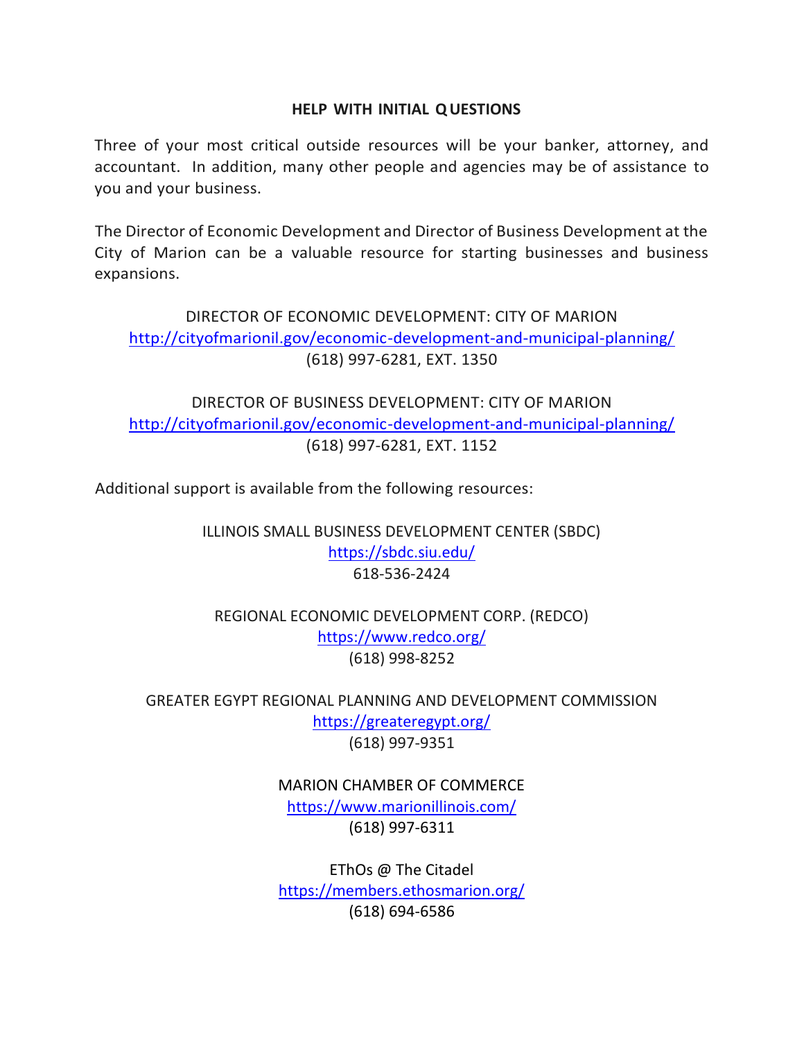## HELP WITH INITIAL QUESTIONS

Three of your most critical outside resources will be your banker, attorney, and accountant. In addition, many other people and agencies may be of assistance to you and your business.

The Director of Economic Development and Director of Business Development at the City of Marion can be a valuable resource for starting businesses and business expansions.

DIRECTOR OF ECONOMIC DEVELOPMENT: CITY OF MARION
http://cityofmarionil.gov/economic-development-and-municipal-planning/
(618) 997-6281, EXT. 1350

DIRECTOR OF BUSINESS DEVELOPMENT: CITY OF MARION
http://cityofmarionil.gov/economic-development-and-municipal-planning/
(618) 997-6281, EXT. 1152

Additional support is available from the following resources:

ILLINOIS SMALL BUSINESS DEVELOPMENT CENTER (SBDC)
https://sbdc.siu.edu/
618-536-2424

REGIONAL ECONOMIC DEVELOPMENT CORP. (REDCO)
https://www.redco.org/
(618) 998-8252

GREATER EGYPT REGIONAL PLANNING AND DEVELOPMENT COMMISSION
https://greateregypt.org/
(618) 997-9351

MARION CHAMBER OF COMMERCE
https://www.marionillinois.com/
(618) 997-6311

EThOs @ The Citadel
https://members.ethosmarion.org/
(618) 694-6586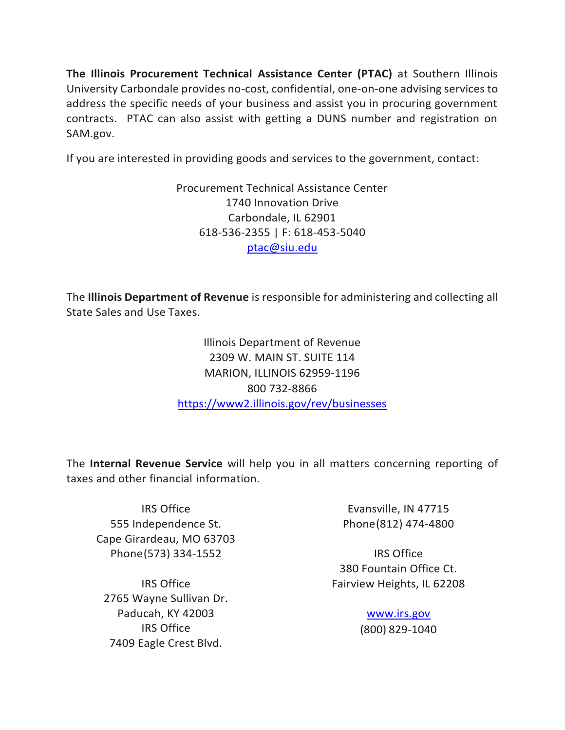**The Illinois Procurement Technical Assistance Center (PTAC)** at Southern Illinois University Carbondale provides no-cost, confidential, one-on-one advising services to address the specific needs of your business and assist you in procuring government contracts. PTAC can also assist with getting a DUNS number and registration on SAM.gov.

If you are interested in providing goods and services to the government, contact:

Procurement Technical Assistance Center
1740 Innovation Drive
Carbondale, IL 62901
618-536-2355 | F: 618-453-5040
ptac@siu.edu

The **Illinois Department of Revenue** is responsible for administering and collecting all State Sales and Use Taxes.

Illinois Department of Revenue
2309 W. MAIN ST. SUITE 114
MARION, ILLINOIS 62959-1196
800 732-8866
https://www2.illinois.gov/rev/businesses

The **Internal Revenue Service** will help you in all matters concerning reporting of taxes and other financial information.

IRS Office
555 Independence St.
Cape Girardeau, MO 63703
Phone(573) 334-1552

IRS Office
2765 Wayne Sullivan Dr.
Paducah, KY 42003

IRS Office
7409 Eagle Crest Blvd.
Evansville, IN 47715
Phone(812) 474-4800

IRS Office
380 Fountain Office Ct.
Fairview Heights, IL 62208

www.irs.gov
(800) 829-1040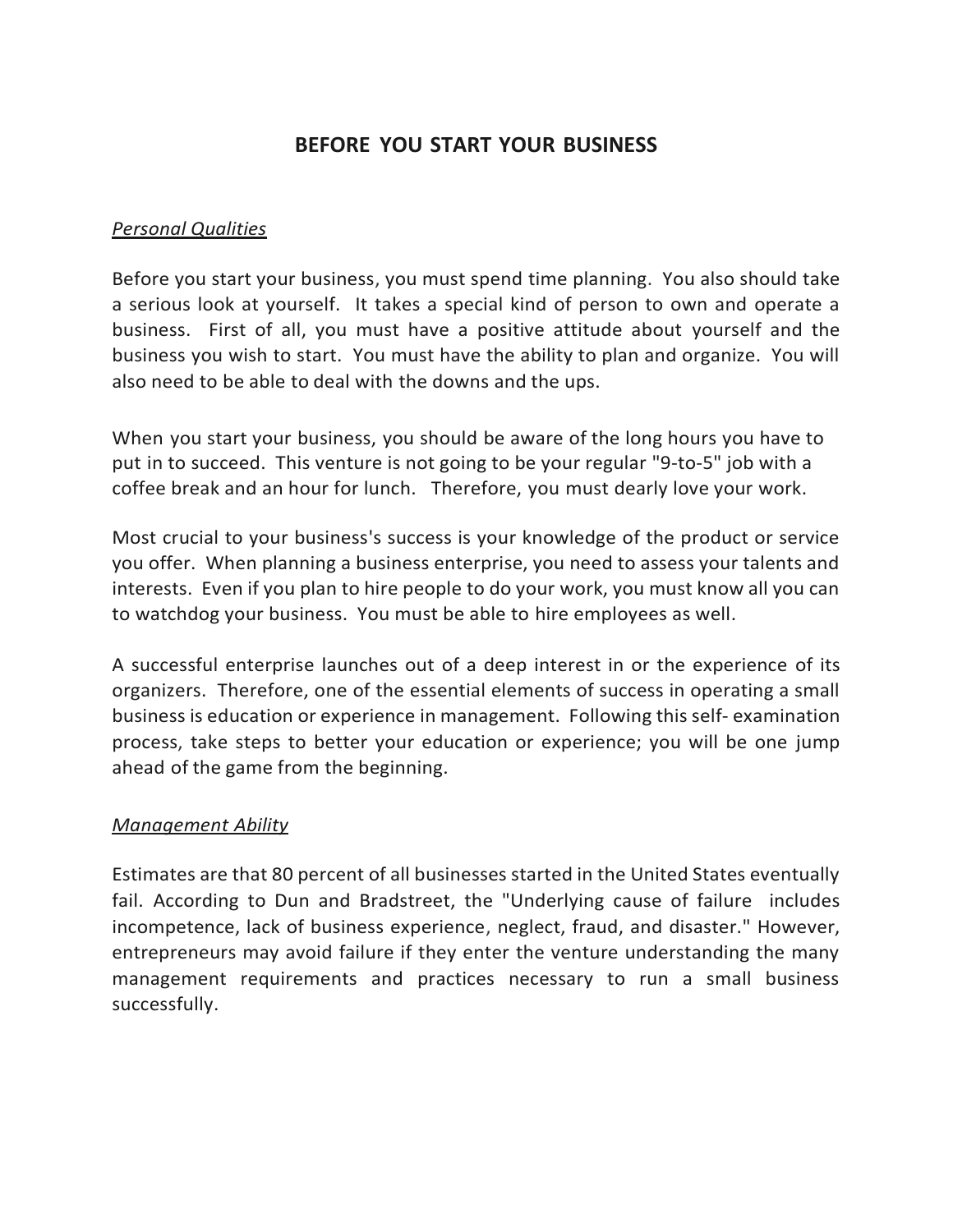# BEFORE YOU START YOUR BUSINESS

*Personal Qualities*

Before you start your business, you must spend time planning. You also should take a serious look at yourself. It takes a special kind of person to own and operate a business. First of all, you must have a positive attitude about yourself and the business you wish to start. You must have the ability to plan and organize. You will also need to be able to deal with the downs and the ups.

When you start your business, you should be aware of the long hours you have to put in to succeed. This venture is not going to be your regular "9-to-5" job with a coffee break and an hour for lunch. Therefore, you must dearly love your work.

Most crucial to your business's success is your knowledge of the product or service you offer. When planning a business enterprise, you need to assess your talents and interests. Even if you plan to hire people to do your work, you must know all you can to watchdog your business. You must be able to hire employees as well.

A successful enterprise launches out of a deep interest in or the experience of its organizers. Therefore, one of the essential elements of success in operating a small business is education or experience in management. Following this self- examination process, take steps to better your education or experience; you will be one jump ahead of the game from the beginning.

*Management Ability*

Estimates are that 80 percent of all businesses started in the United States eventually fail. According to Dun and Bradstreet, the "Underlying cause of failure includes incompetence, lack of business experience, neglect, fraud, and disaster." However, entrepreneurs may avoid failure if they enter the venture understanding the many management requirements and practices necessary to run a small business successfully.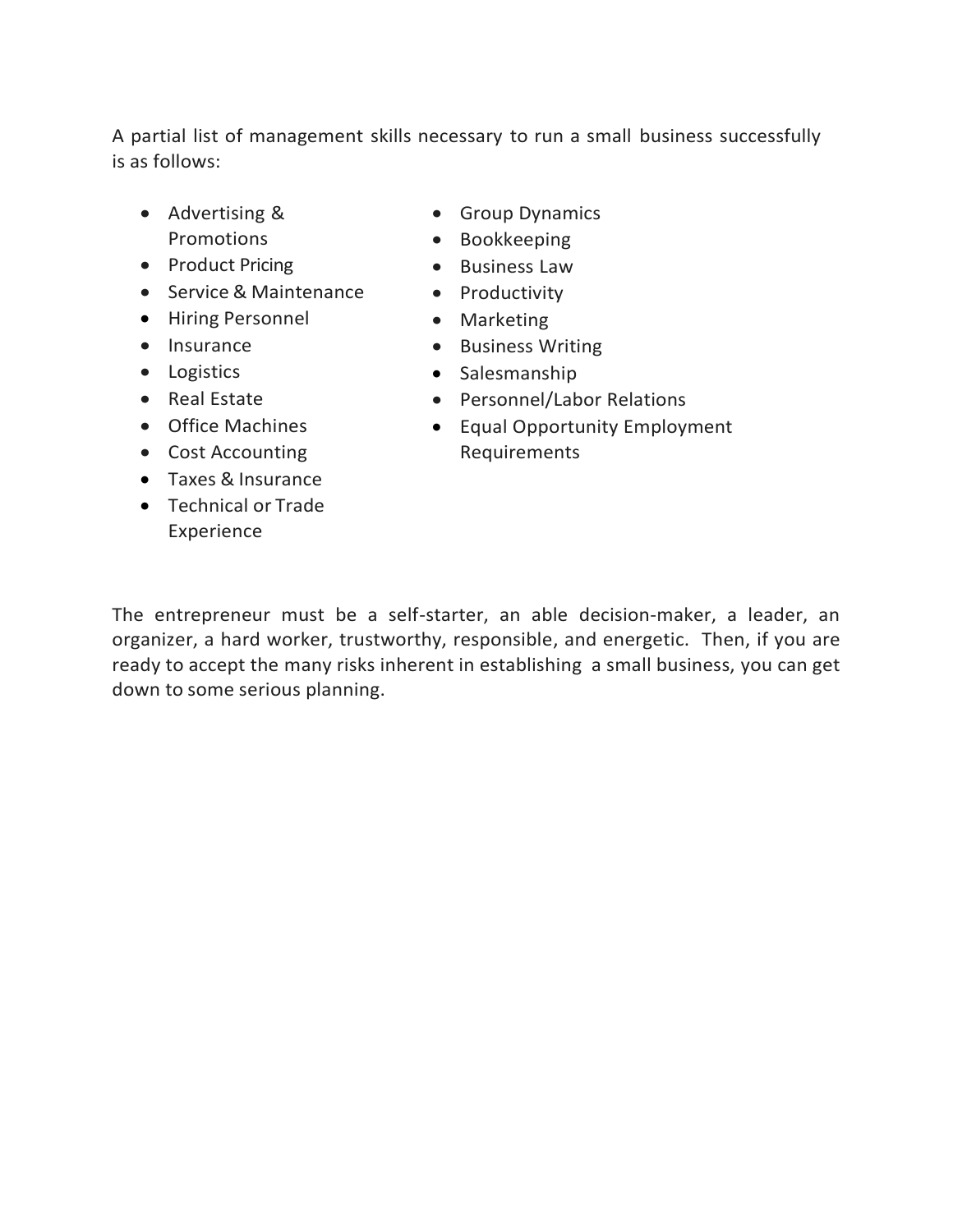A partial list of management skills necessary to run a small business successfully is as follows:

- Advertising & Promotions
- Product Pricing
- Service & Maintenance
- Hiring Personnel
- Insurance
- Logistics
- Real Estate
- Office Machines
- Cost Accounting
- Taxes & Insurance
- Technical or Trade Experience
- Group Dynamics
- Bookkeeping
- Business Law
- Productivity
- Marketing
- Business Writing
- Salesmanship
- Personnel/Labor Relations
- Equal Opportunity Employment Requirements

The entrepreneur must be a self-starter, an able decision-maker, a leader, an organizer, a hard worker, trustworthy, responsible, and energetic. Then, if you are ready to accept the many risks inherent in establishing a small business, you can get down to some serious planning.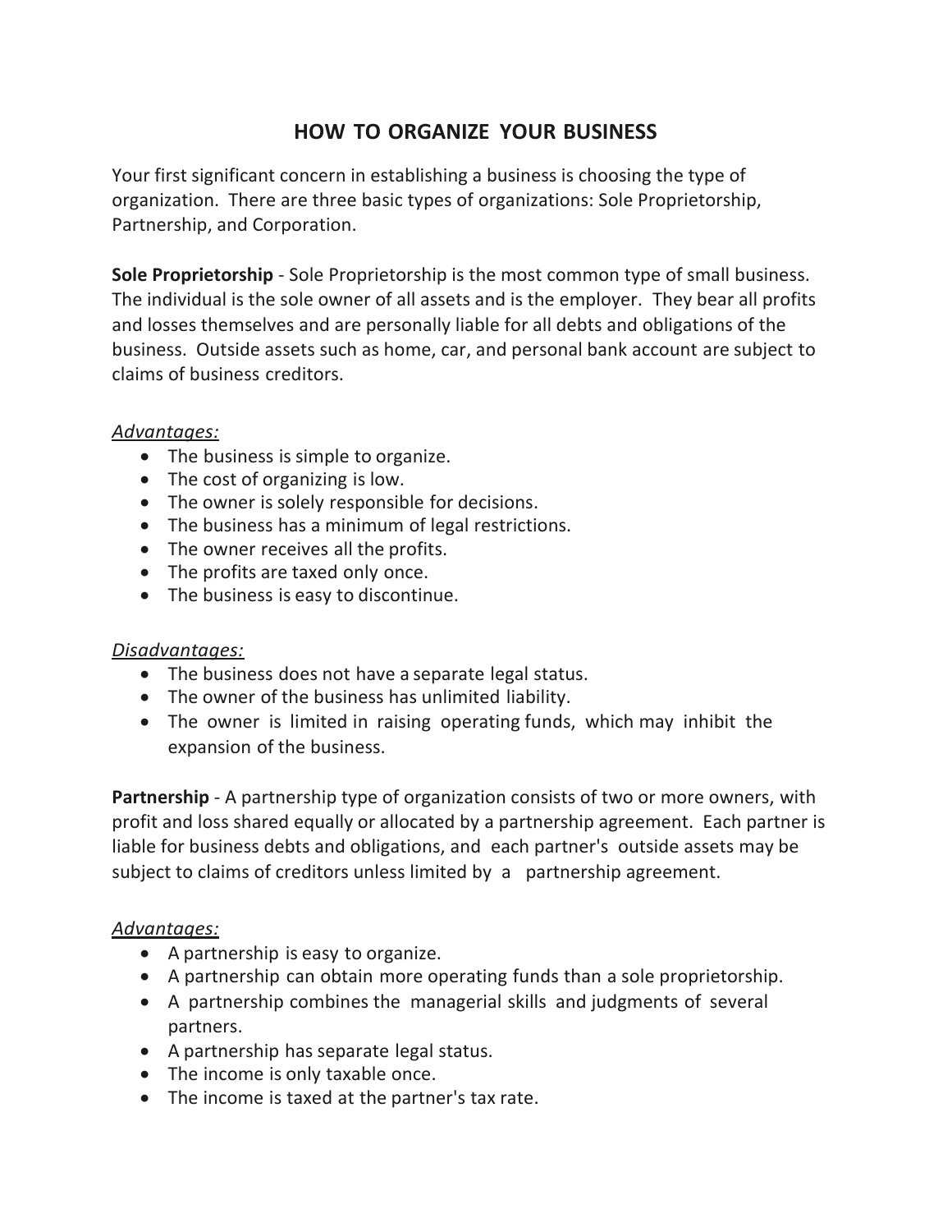# HOW TO ORGANIZE YOUR BUSINESS

Your first significant concern in establishing a business is choosing the type of organization. There are three basic types of organizations: Sole Proprietorship, Partnership, and Corporation.

**Sole Proprietorship** - Sole Proprietorship is the most common type of small business. The individual is the sole owner of all assets and is the employer. They bear all profits and losses themselves and are personally liable for all debts and obligations of the business. Outside assets such as home, car, and personal bank account are subject to claims of business creditors.

*Advantages:*

- The business is simple to organize.
- The cost of organizing is low.
- The owner is solely responsible for decisions.
- The business has a minimum of legal restrictions.
- The owner receives all the profits.
- The profits are taxed only once.
- The business is easy to discontinue.

*Disadvantages:*

- The business does not have a separate legal status.
- The owner of the business has unlimited liability.
- The owner is limited in raising operating funds, which may inhibit the expansion of the business.

**Partnership** - A partnership type of organization consists of two or more owners, with profit and loss shared equally or allocated by a partnership agreement. Each partner is liable for business debts and obligations, and each partner's outside assets may be subject to claims of creditors unless limited by a partnership agreement.

*Advantages:*

- A partnership is easy to organize.
- A partnership can obtain more operating funds than a sole proprietorship.
- A partnership combines the managerial skills and judgments of several partners.
- A partnership has separate legal status.
- The income is only taxable once.
- The income is taxed at the partner's tax rate.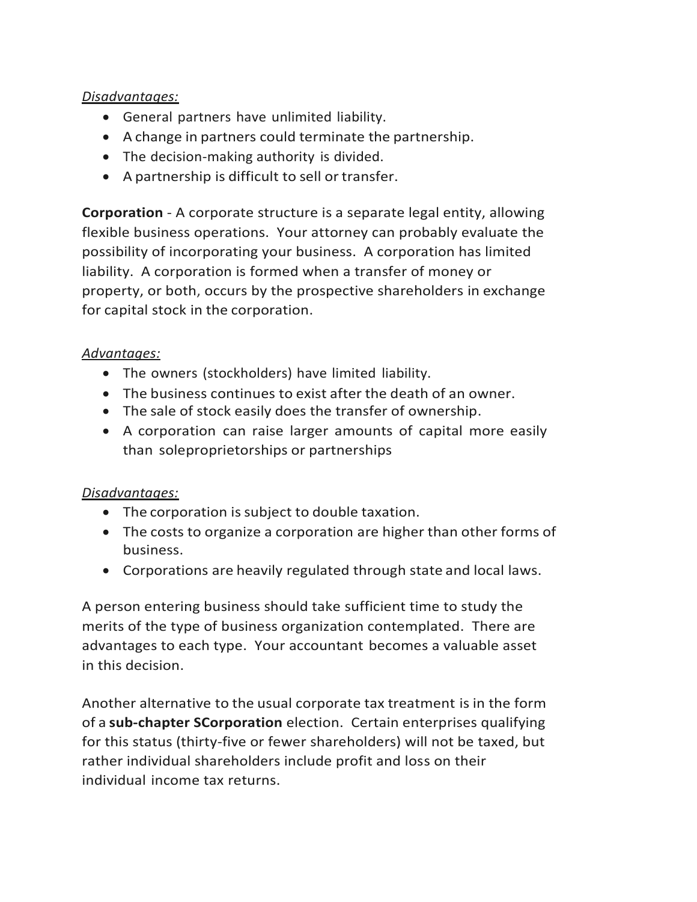*Disadvantages:*

- General partners have unlimited liability.
- A change in partners could terminate the partnership.
- The decision-making authority is divided.
- A partnership is difficult to sell or transfer.

**Corporation** - A corporate structure is a separate legal entity, allowing flexible business operations. Your attorney can probably evaluate the possibility of incorporating your business. A corporation has limited liability. A corporation is formed when a transfer of money or property, or both, occurs by the prospective shareholders in exchange for capital stock in the corporation.

*Advantages:*

- The owners (stockholders) have limited liability.
- The business continues to exist after the death of an owner.
- The sale of stock easily does the transfer of ownership.
- A corporation can raise larger amounts of capital more easily than soleproprietorships or partnerships

*Disadvantages:*

- The corporation is subject to double taxation.
- The costs to organize a corporation are higher than other forms of business.
- Corporations are heavily regulated through state and local laws.

A person entering business should take sufficient time to study the merits of the type of business organization contemplated. There are advantages to each type. Your accountant becomes a valuable asset in this decision.

Another alternative to the usual corporate tax treatment is in the form of a **sub-chapter SCorporation** election. Certain enterprises qualifying for this status (thirty-five or fewer shareholders) will not be taxed, but rather individual shareholders include profit and loss on their individual income tax returns.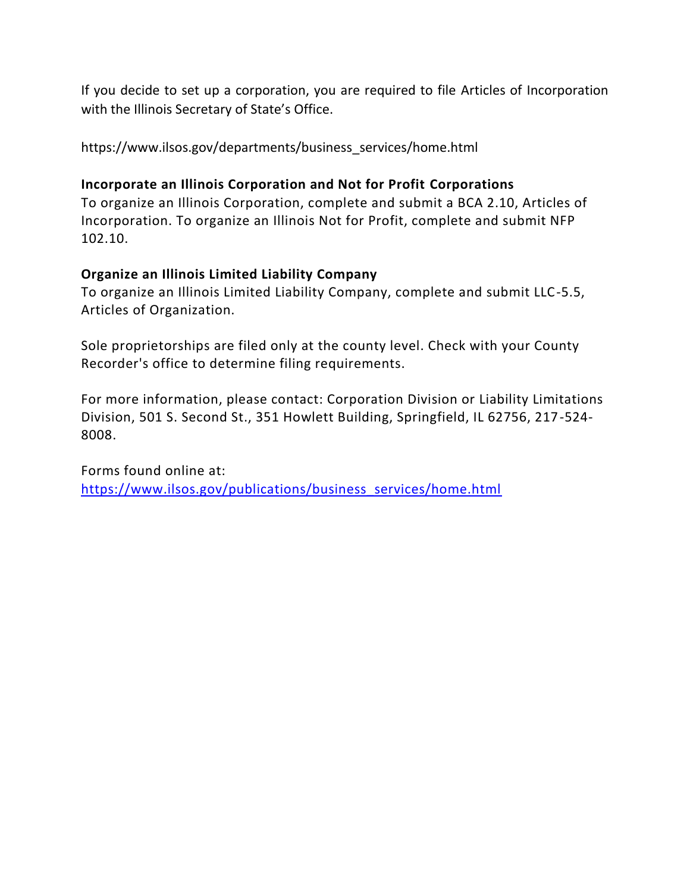If you decide to set up a corporation, you are required to file Articles of Incorporation with the Illinois Secretary of State's Office.

https://www.ilsos.gov/departments/business_services/home.html

**Incorporate an Illinois Corporation and Not for Profit Corporations**
To organize an Illinois Corporation, complete and submit a BCA 2.10, Articles of Incorporation. To organize an Illinois Not for Profit, complete and submit NFP 102.10.

**Organize an Illinois Limited Liability Company**
To organize an Illinois Limited Liability Company, complete and submit LLC-5.5, Articles of Organization.

Sole proprietorships are filed only at the county level. Check with your County Recorder's office to determine filing requirements.

For more information, please contact: Corporation Division or Liability Limitations Division, 501 S. Second St., 351 Howlett Building, Springfield, IL 62756, 217-524-8008.

Forms found online at:
[https://www.ilsos.gov/publications/business_services/home.html](https://www.ilsos.gov/publications/business_services/home.html)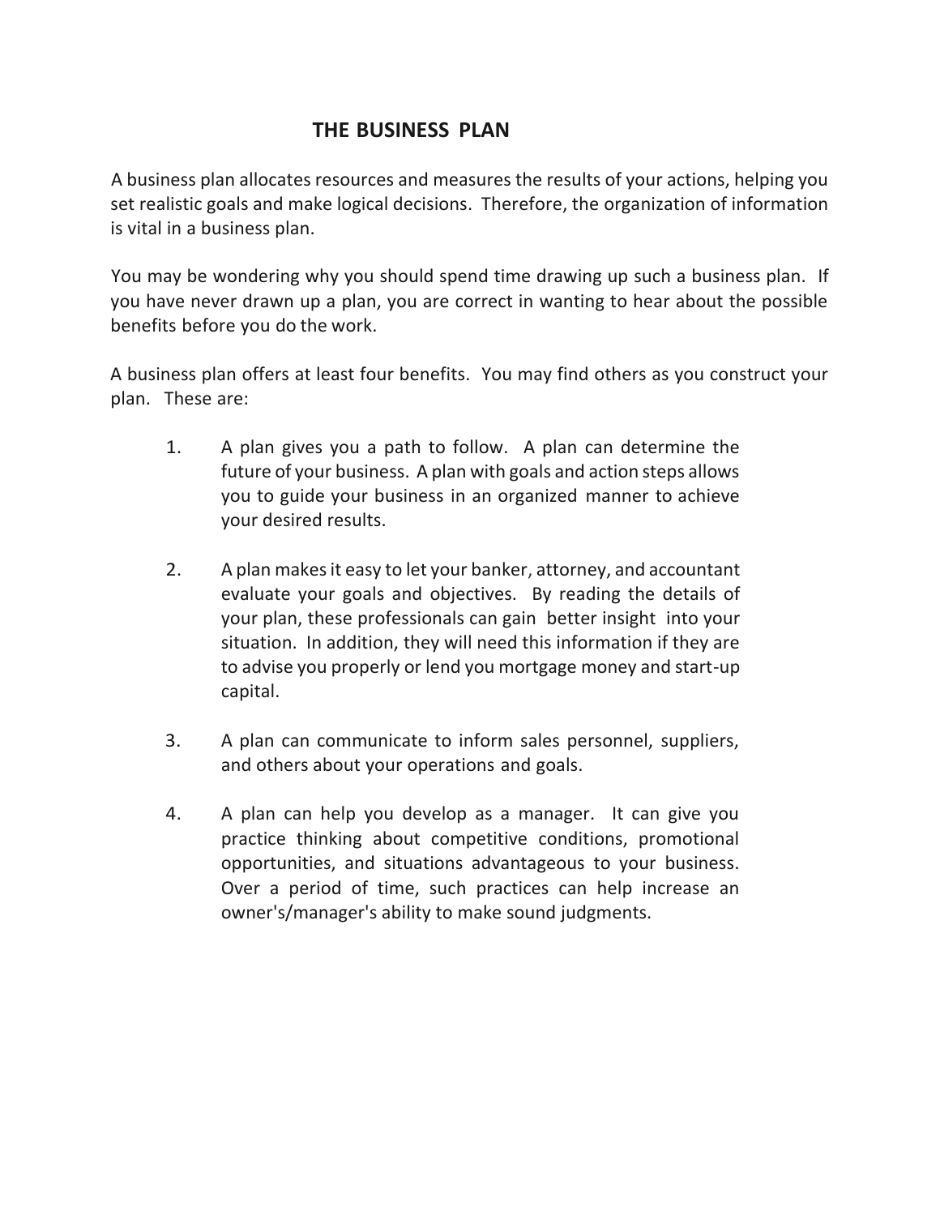# THE BUSINESS PLAN

A business plan allocates resources and measures the results of your actions, helping you set realistic goals and make logical decisions. Therefore, the organization of information is vital in a business plan.

You may be wondering why you should spend time drawing up such a business plan. If you have never drawn up a plan, you are correct in wanting to hear about the possible benefits before you do the work.

A business plan offers at least four benefits. You may find others as you construct your plan. These are:

1. A plan gives you a path to follow. A plan can determine the future of your business. A plan with goals and action steps allows you to guide your business in an organized manner to achieve your desired results.

2. A plan makes it easy to let your banker, attorney, and accountant evaluate your goals and objectives. By reading the details of your plan, these professionals can gain better insight into your situation. In addition, they will need this information if they are to advise you properly or lend you mortgage money and start-up capital.

3. A plan can communicate to inform sales personnel, suppliers, and others about your operations and goals.

4. A plan can help you develop as a manager. It can give you practice thinking about competitive conditions, promotional opportunities, and situations advantageous to your business. Over a period of time, such practices can help increase an owner's/manager's ability to make sound judgments.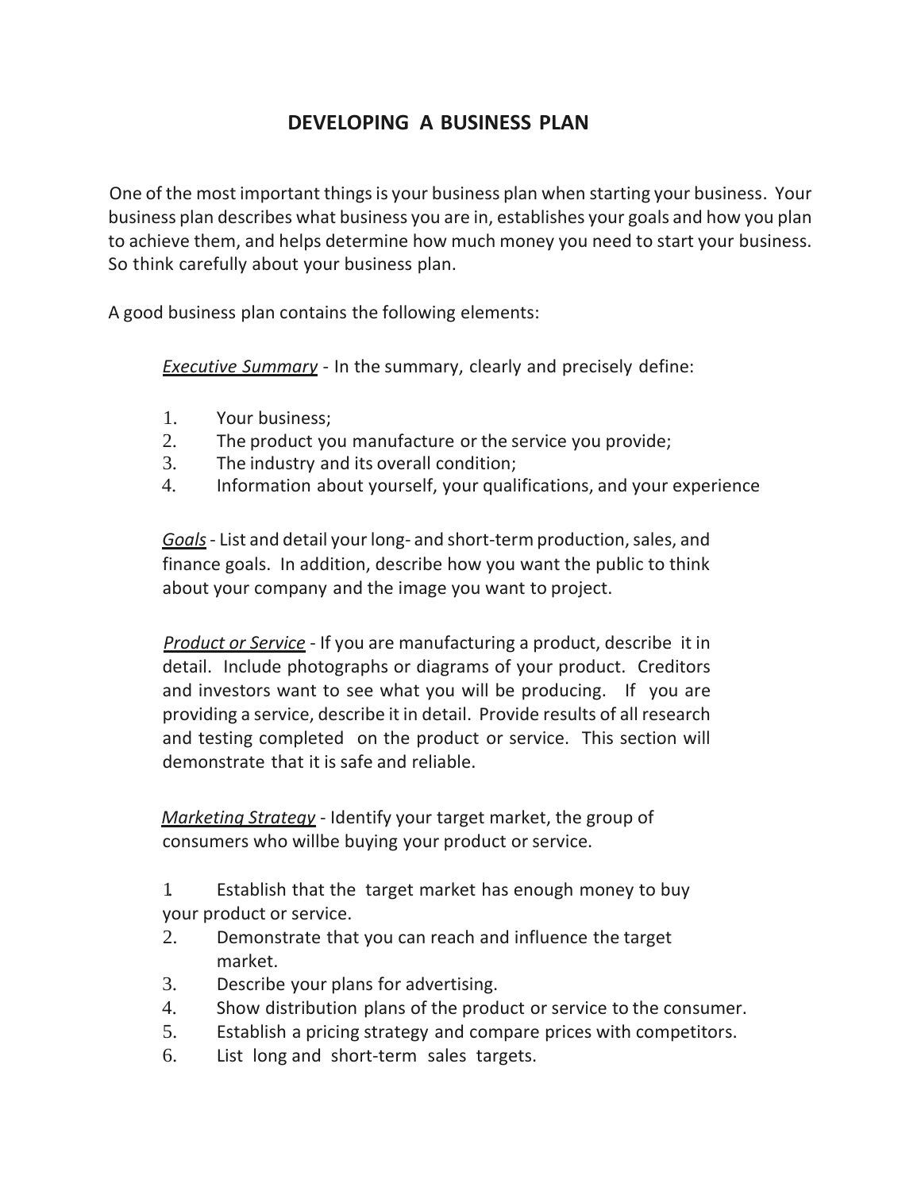# DEVELOPING A BUSINESS PLAN

One of the most important things is your business plan when starting your business. Your business plan describes what business you are in, establishes your goals and how you plan to achieve them, and helps determine how much money you need to start your business. So think carefully about your business plan.

A good business plan contains the following elements:

*Executive Summary* - In the summary, clearly and precisely define:

1. Your business;
2. The product you manufacture or the service you provide;
3. The industry and its overall condition;
4. Information about yourself, your qualifications, and your experience

*Goals* - List and detail your long- and short-term production, sales, and finance goals. In addition, describe how you want the public to think about your company and the image you want to project.

*Product or Service* - If you are manufacturing a product, describe it in detail. Include photographs or diagrams of your product. Creditors and investors want to see what you will be producing. If you are providing a service, describe it in detail. Provide results of all research and testing completed on the product or service. This section will demonstrate that it is safe and reliable.

*Marketing Strategy* - Identify your target market, the group of consumers who willbe buying your product or service.

1. Establish that the target market has enough money to buy your product or service.
2. Demonstrate that you can reach and influence the target market.
3. Describe your plans for advertising.
4. Show distribution plans of the product or service to the consumer.
5. Establish a pricing strategy and compare prices with competitors.
6. List long and short-term sales targets.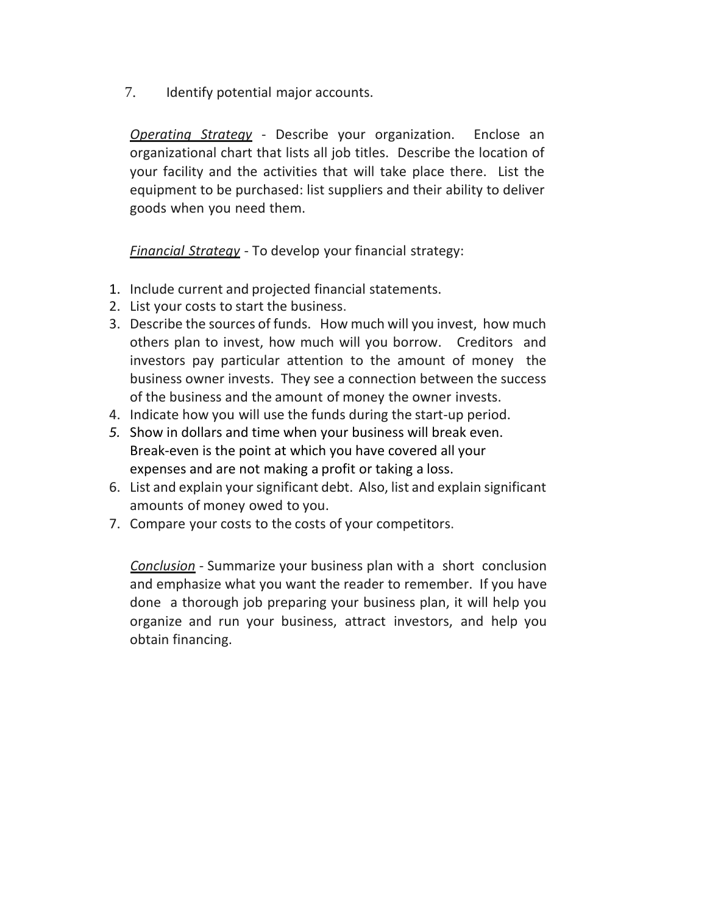7. Identify potential major accounts.

*Operating Strategy* - Describe your organization. Enclose an organizational chart that lists all job titles. Describe the location of your facility and the activities that will take place there. List the equipment to be purchased: list suppliers and their ability to deliver goods when you need them.

*Financial Strategy* - To develop your financial strategy:

1. Include current and projected financial statements.
2. List your costs to start the business.
3. Describe the sources of funds. How much will you invest, how much others plan to invest, how much will you borrow. Creditors and investors pay particular attention to the amount of money the business owner invests. They see a connection between the success of the business and the amount of money the owner invests.
4. Indicate how you will use the funds during the start-up period.
5. Show in dollars and time when your business will break even. Break-even is the point at which you have covered all your expenses and are not making a profit or taking a loss.
6. List and explain your significant debt. Also, list and explain significant amounts of money owed to you.
7. Compare your costs to the costs of your competitors.

*Conclusion* - Summarize your business plan with a short conclusion and emphasize what you want the reader to remember. If you have done a thorough job preparing your business plan, it will help you organize and run your business, attract investors, and help you obtain financing.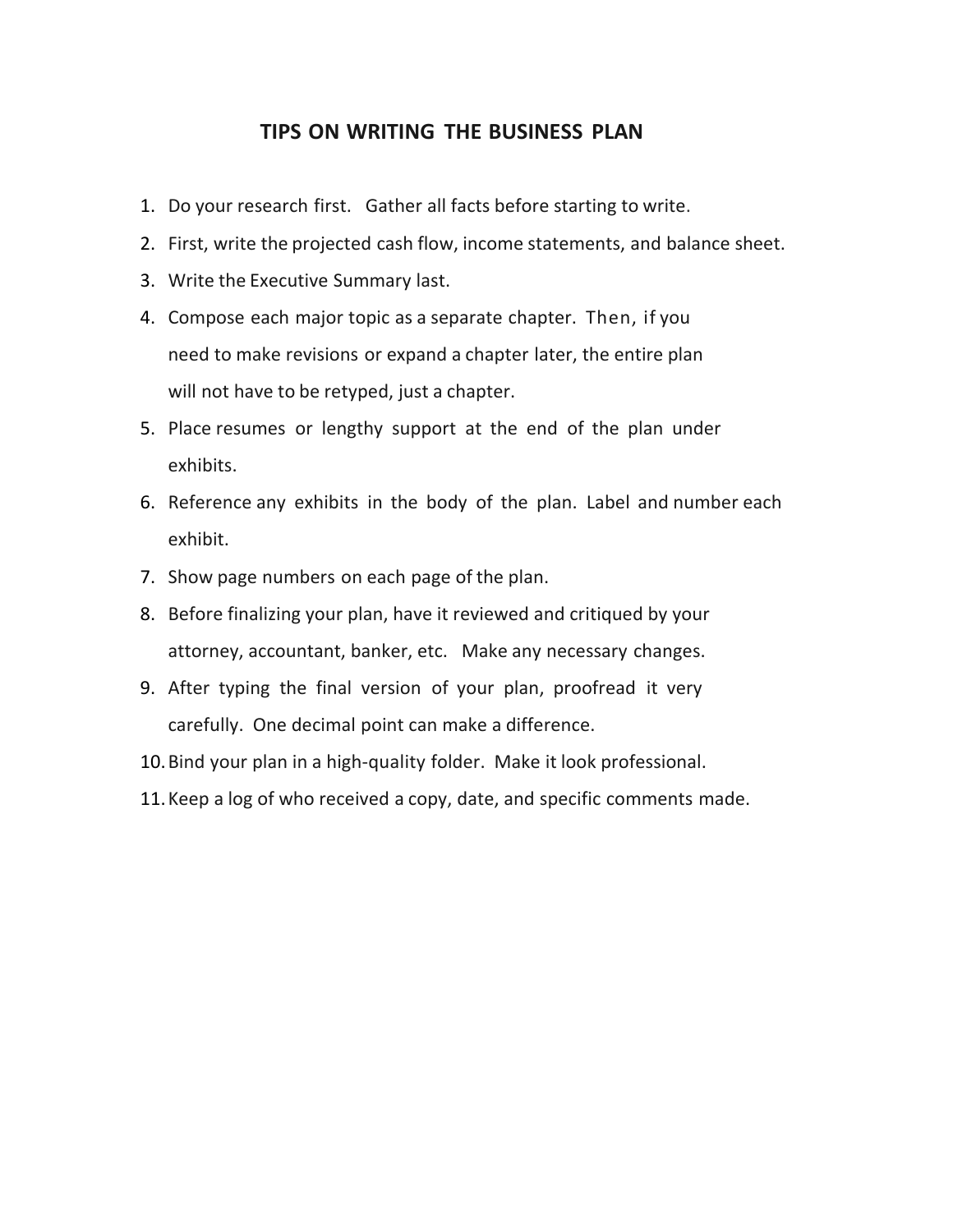# TIPS ON WRITING THE BUSINESS PLAN

1. Do your research first. Gather all facts before starting to write.
2. First, write the projected cash flow, income statements, and balance sheet.
3. Write the Executive Summary last.
4. Compose each major topic as a separate chapter. Then, if you need to make revisions or expand a chapter later, the entire plan will not have to be retyped, just a chapter.
5. Place resumes or lengthy support at the end of the plan under exhibits.
6. Reference any exhibits in the body of the plan. Label and number each exhibit.
7. Show page numbers on each page of the plan.
8. Before finalizing your plan, have it reviewed and critiqued by your attorney, accountant, banker, etc. Make any necessary changes.
9. After typing the final version of your plan, proofread it very carefully. One decimal point can make a difference.
10. Bind your plan in a high-quality folder. Make it look professional.
11. Keep a log of who received a copy, date, and specific comments made.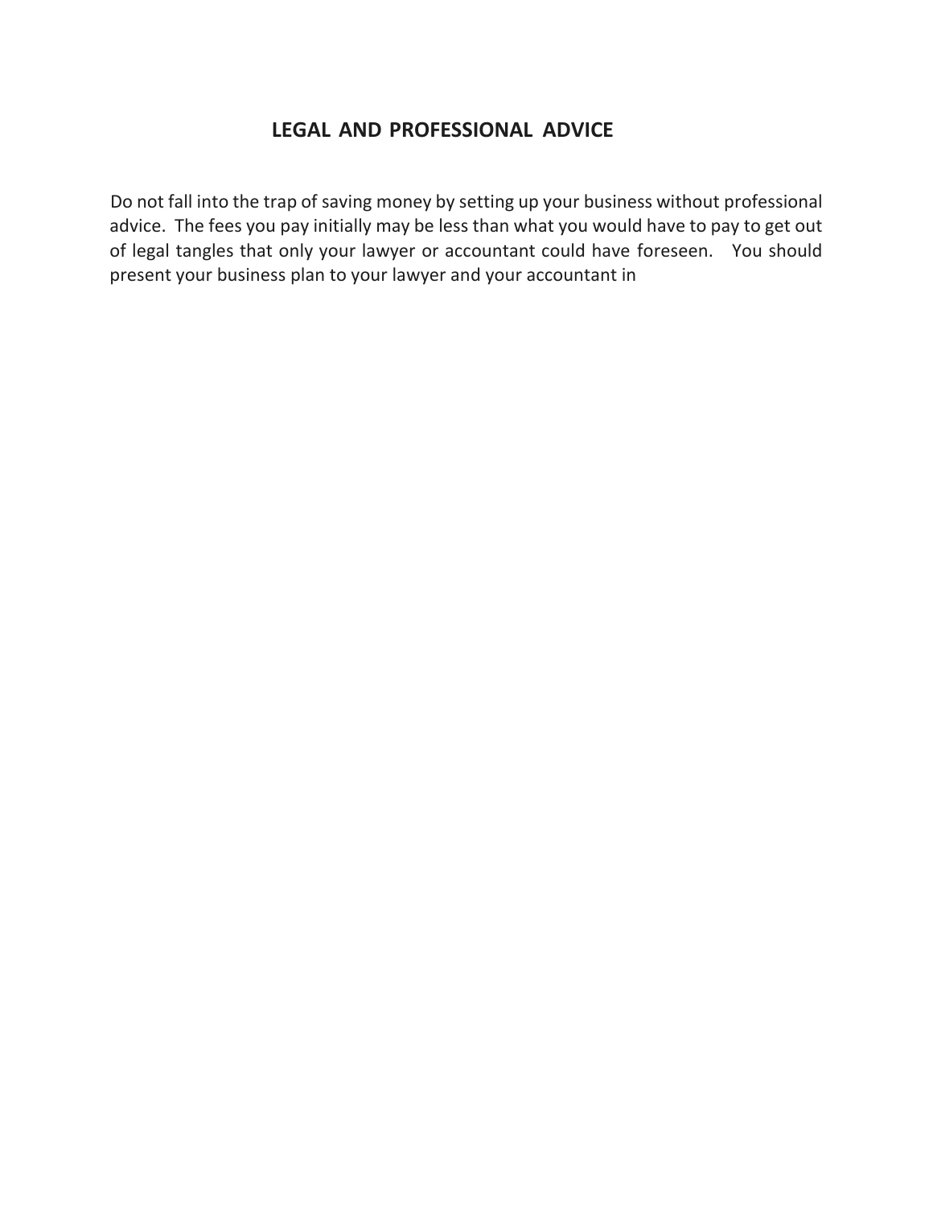## LEGAL AND PROFESSIONAL ADVICE

Do not fall into the trap of saving money by setting up your business without professional advice. The fees you pay initially may be less than what you would have to pay to get out of legal tangles that only your lawyer or accountant could have foreseen. You should present your business plan to your lawyer and your accountant in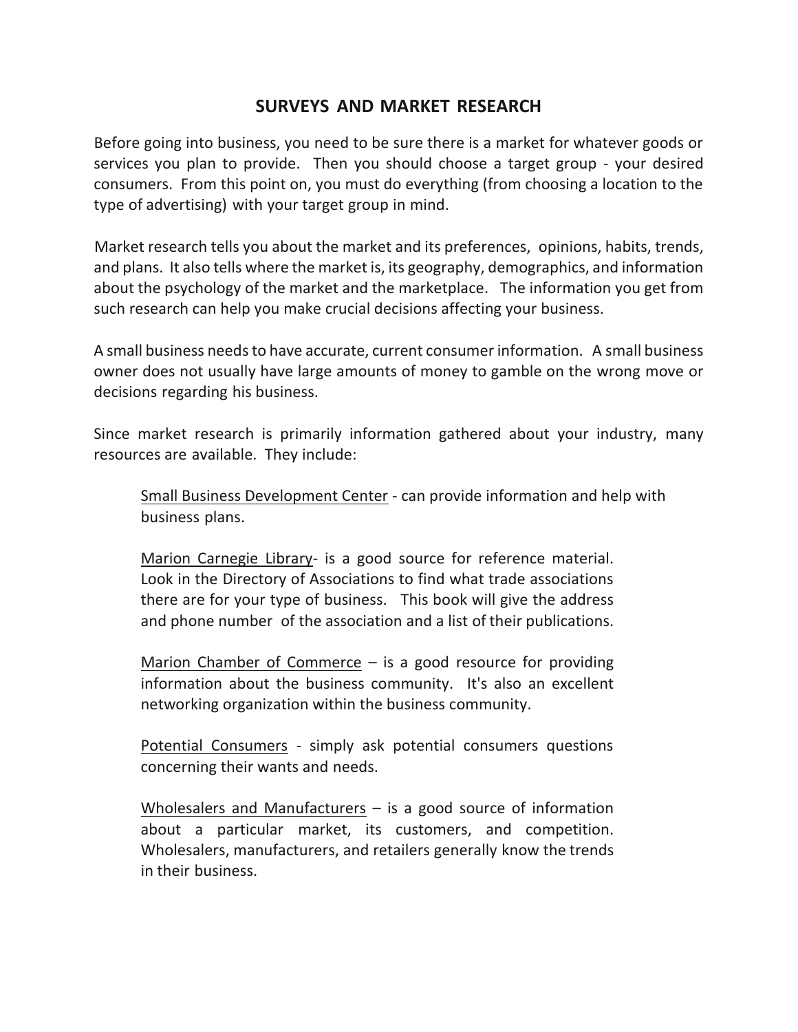## SURVEYS AND MARKET RESEARCH

Before going into business, you need to be sure there is a market for whatever goods or services you plan to provide. Then you should choose a target group - your desired consumers. From this point on, you must do everything (from choosing a location to the type of advertising) with your target group in mind.

Market research tells you about the market and its preferences, opinions, habits, trends, and plans. It also tells where the market is, its geography, demographics, and information about the psychology of the market and the marketplace. The information you get from such research can help you make crucial decisions affecting your business.

A small business needs to have accurate, current consumer information. A small business owner does not usually have large amounts of money to gamble on the wrong move or decisions regarding his business.

Since market research is primarily information gathered about your industry, many resources are available. They include:

Small Business Development Center - can provide information and help with business plans.

Marion Carnegie Library- is a good source for reference material. Look in the Directory of Associations to find what trade associations there are for your type of business. This book will give the address and phone number of the association and a list of their publications.

Marion Chamber of Commerce – is a good resource for providing information about the business community. It's also an excellent networking organization within the business community.

Potential Consumers - simply ask potential consumers questions concerning their wants and needs.

Wholesalers and Manufacturers – is a good source of information about a particular market, its customers, and competition. Wholesalers, manufacturers, and retailers generally know the trends in their business.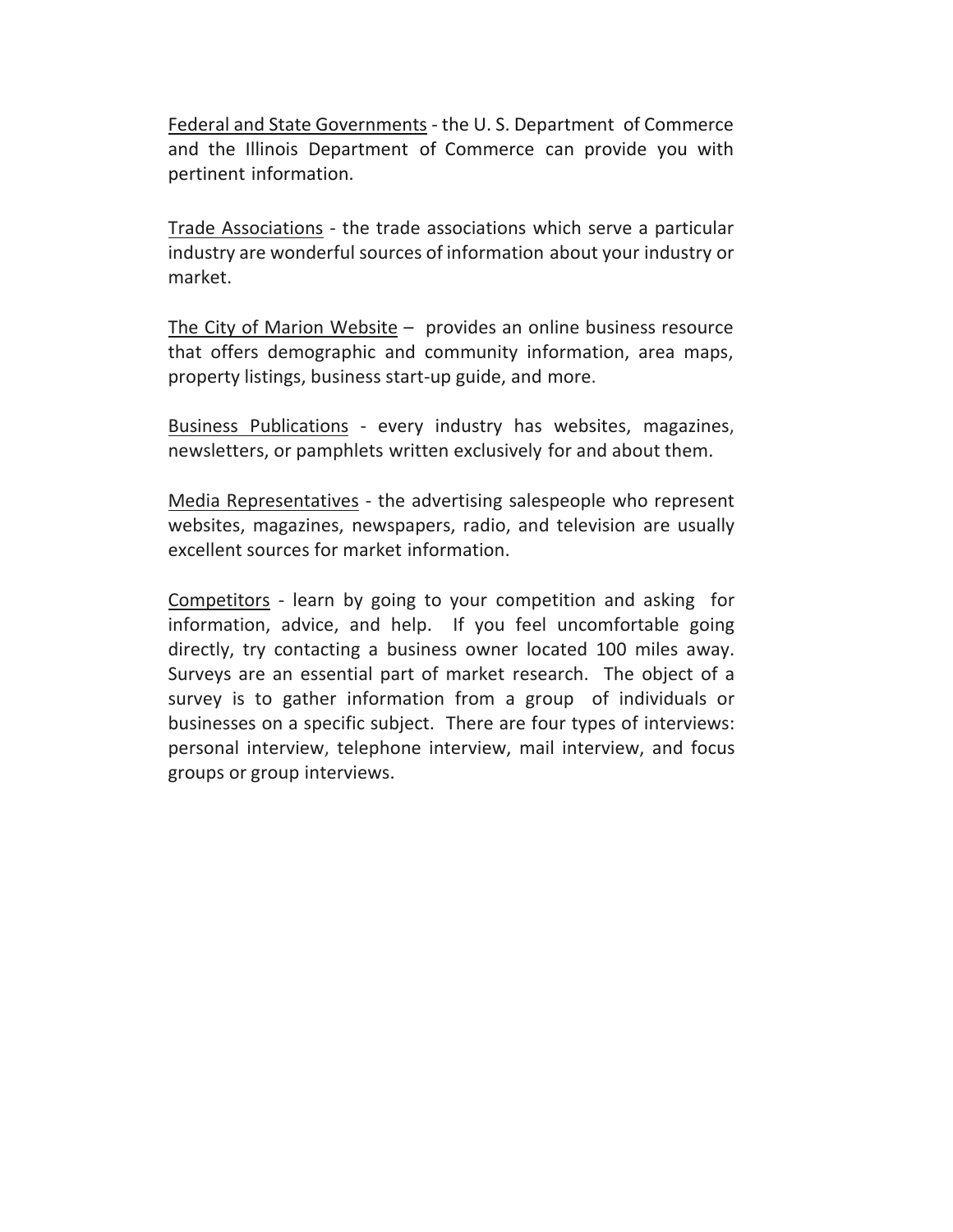<u>Federal and State Governments</u> - the U. S. Department of Commerce and the Illinois Department of Commerce can provide you with pertinent information.

<u>Trade Associations</u> - the trade associations which serve a particular industry are wonderful sources of information about your industry or market.

<u>The City of Marion Website</u> – provides an online business resource that offers demographic and community information, area maps, property listings, business start-up guide, and more.

<u>Business Publications</u> - every industry has websites, magazines, newsletters, or pamphlets written exclusively for and about them.

<u>Media Representatives</u> - the advertising salespeople who represent websites, magazines, newspapers, radio, and television are usually excellent sources for market information.

<u>Competitors</u> - learn by going to your competition and asking for information, advice, and help. If you feel uncomfortable going directly, try contacting a business owner located 100 miles away. Surveys are an essential part of market research. The object of a survey is to gather information from a group of individuals or businesses on a specific subject. There are four types of interviews: personal interview, telephone interview, mail interview, and focus groups or group interviews.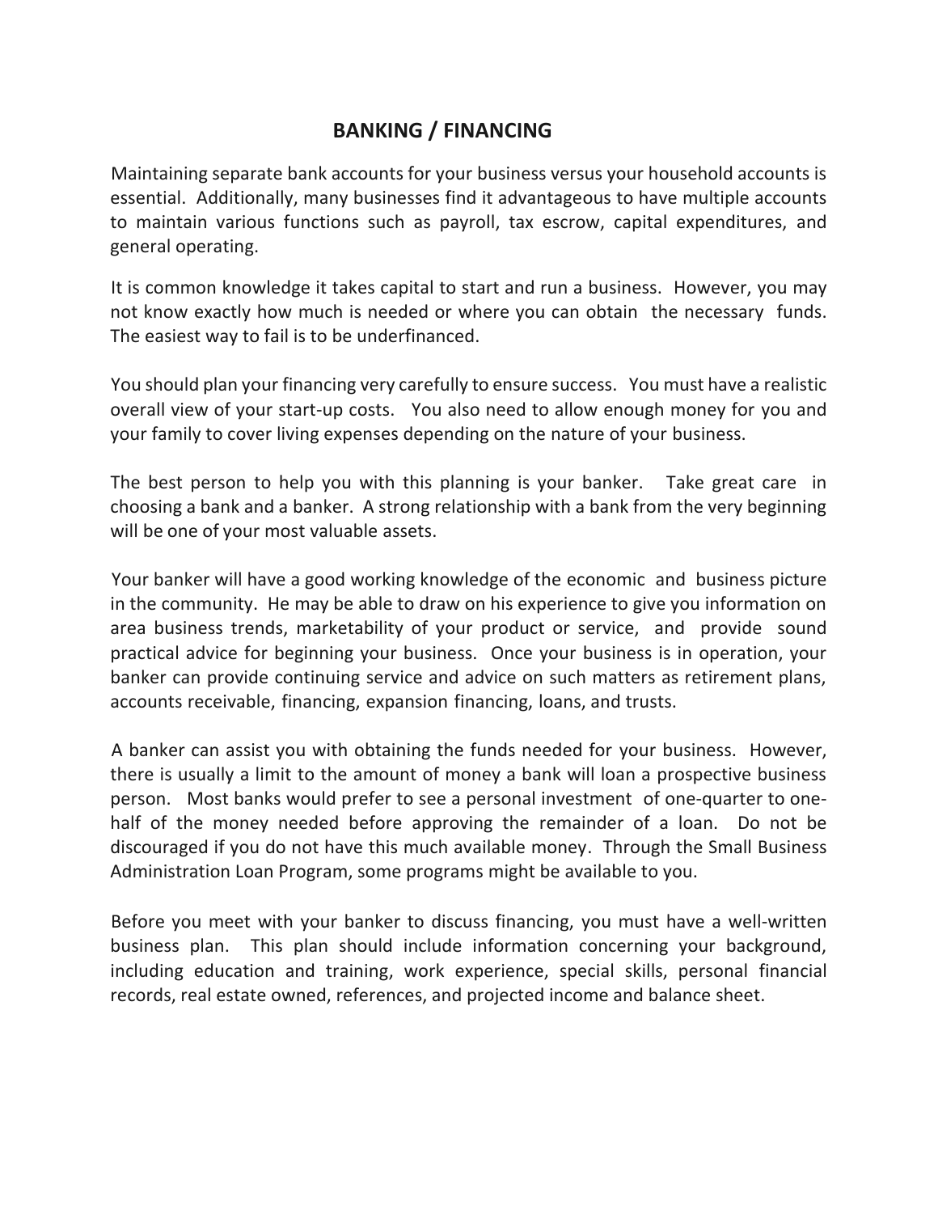# BANKING / FINANCING

Maintaining separate bank accounts for your business versus your household accounts is essential. Additionally, many businesses find it advantageous to have multiple accounts to maintain various functions such as payroll, tax escrow, capital expenditures, and general operating.

It is common knowledge it takes capital to start and run a business. However, you may not know exactly how much is needed or where you can obtain the necessary funds. The easiest way to fail is to be underfinanced.

You should plan your financing very carefully to ensure success. You must have a realistic overall view of your start-up costs. You also need to allow enough money for you and your family to cover living expenses depending on the nature of your business.

The best person to help you with this planning is your banker. Take great care in choosing a bank and a banker. A strong relationship with a bank from the very beginning will be one of your most valuable assets.

Your banker will have a good working knowledge of the economic and business picture in the community. He may be able to draw on his experience to give you information on area business trends, marketability of your product or service, and provide sound practical advice for beginning your business. Once your business is in operation, your banker can provide continuing service and advice on such matters as retirement plans, accounts receivable, financing, expansion financing, loans, and trusts.

A banker can assist you with obtaining the funds needed for your business. However, there is usually a limit to the amount of money a bank will loan a prospective business person. Most banks would prefer to see a personal investment of one-quarter to one-half of the money needed before approving the remainder of a loan. Do not be discouraged if you do not have this much available money. Through the Small Business Administration Loan Program, some programs might be available to you.

Before you meet with your banker to discuss financing, you must have a well-written business plan. This plan should include information concerning your background, including education and training, work experience, special skills, personal financial records, real estate owned, references, and projected income and balance sheet.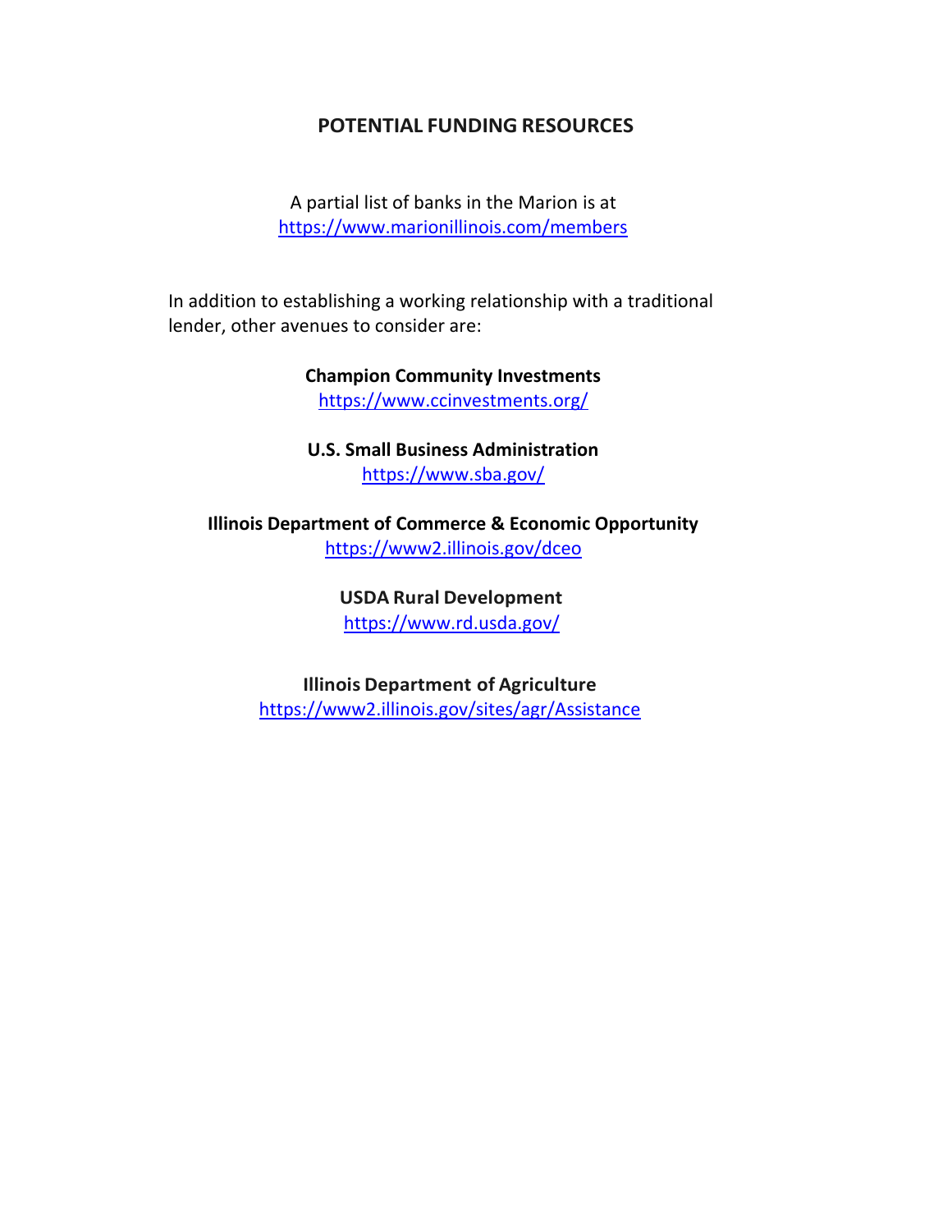## POTENTIAL FUNDING RESOURCES

A partial list of banks in the Marion is at https://www.marionillinois.com/members

In addition to establishing a working relationship with a traditional lender, other avenues to consider are:

**Champion Community Investments**
https://www.ccinvestments.org/

**U.S. Small Business Administration**
https://www.sba.gov/

**Illinois Department of Commerce & Economic Opportunity**
https://www2.illinois.gov/dceo

**USDA Rural Development**
https://www.rd.usda.gov/

**Illinois Department of Agriculture**
https://www2.illinois.gov/sites/agr/Assistance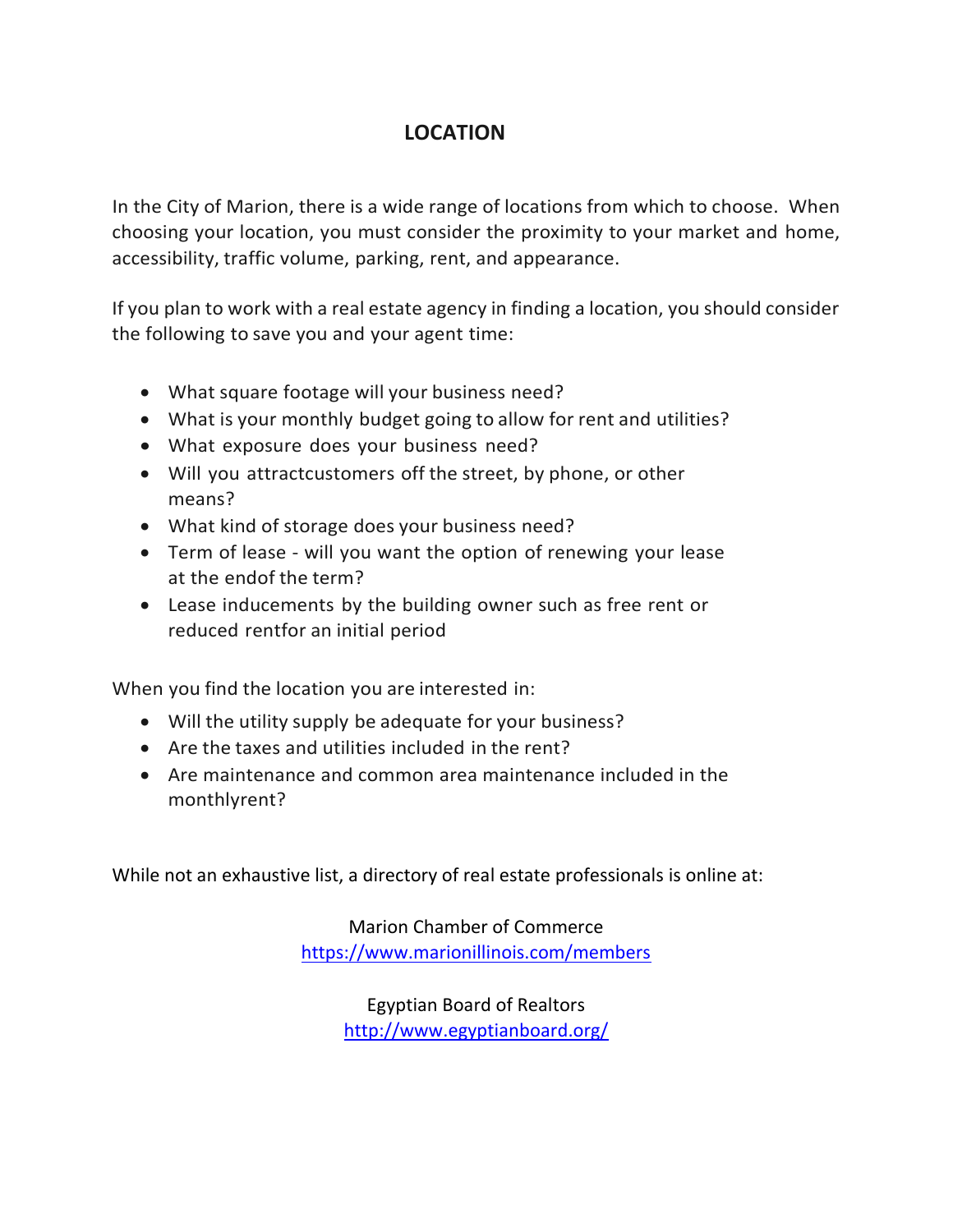# LOCATION

In the City of Marion, there is a wide range of locations from which to choose. When choosing your location, you must consider the proximity to your market and home, accessibility, traffic volume, parking, rent, and appearance.

If you plan to work with a real estate agency in finding a location, you should consider the following to save you and your agent time:

- What square footage will your business need?
- What is your monthly budget going to allow for rent and utilities?
- What exposure does your business need?
- Will you attractcustomers off the street, by phone, or other means?
- What kind of storage does your business need?
- Term of lease - will you want the option of renewing your lease at the endof the term?
- Lease inducements by the building owner such as free rent or reduced rentfor an initial period

When you find the location you are interested in:

- Will the utility supply be adequate for your business?
- Are the taxes and utilities included in the rent?
- Are maintenance and common area maintenance included in the monthlyrent?

While not an exhaustive list, a directory of real estate professionals is online at:

Marion Chamber of Commerce
https://www.marionillinois.com/members

Egyptian Board of Realtors
http://www.egyptianboard.org/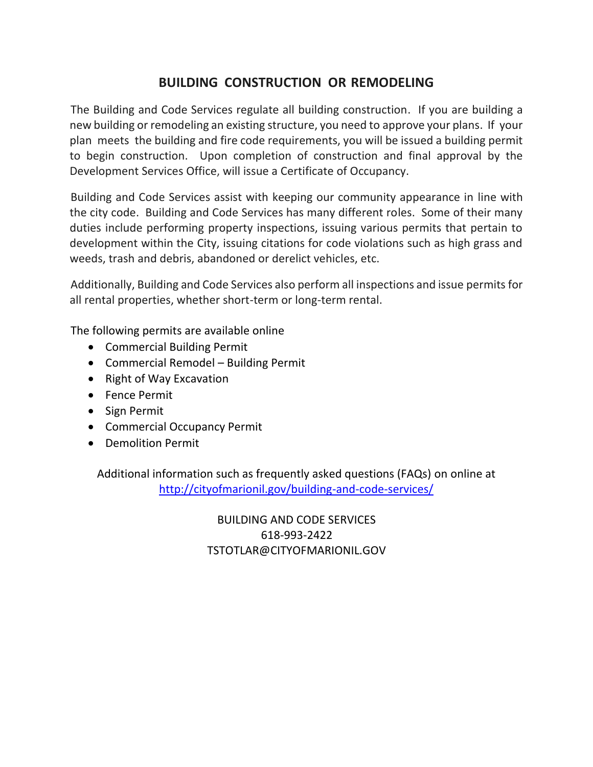## BUILDING CONSTRUCTION OR REMODELING

The Building and Code Services regulate all building construction. If you are building a new building or remodeling an existing structure, you need to approve your plans. If your plan meets the building and fire code requirements, you will be issued a building permit to begin construction. Upon completion of construction and final approval by the Development Services Office, will issue a Certificate of Occupancy.

Building and Code Services assist with keeping our community appearance in line with the city code. Building and Code Services has many different roles. Some of their many duties include performing property inspections, issuing various permits that pertain to development within the City, issuing citations for code violations such as high grass and weeds, trash and debris, abandoned or derelict vehicles, etc.

Additionally, Building and Code Services also perform all inspections and issue permits for all rental properties, whether short-term or long-term rental.

The following permits are available online

- Commercial Building Permit
- Commercial Remodel – Building Permit
- Right of Way Excavation
- Fence Permit
- Sign Permit
- Commercial Occupancy Permit
- Demolition Permit

Additional information such as frequently asked questions (FAQs) on online at [http://cityofmarionil.gov/building-and-code-services/](http://cityofmarionil.gov/building-and-code-services/)

BUILDING AND CODE SERVICES
618-993-2422
TSTOTLAR@CITYOFMARIONIL.GOV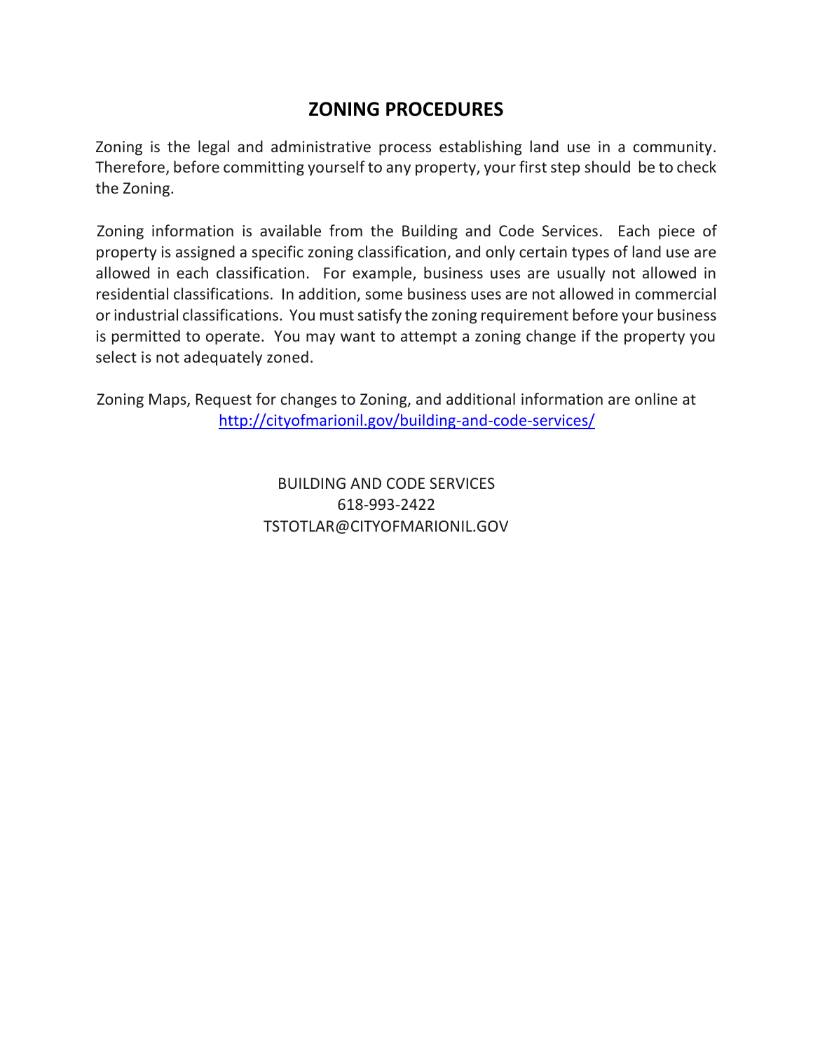# ZONING PROCEDURES

Zoning is the legal and administrative process establishing land use in a community. Therefore, before committing yourself to any property, your first step should be to check the Zoning.

Zoning information is available from the Building and Code Services. Each piece of property is assigned a specific zoning classification, and only certain types of land use are allowed in each classification. For example, business uses are usually not allowed in residential classifications. In addition, some business uses are not allowed in commercial or industrial classifications. You must satisfy the zoning requirement before your business is permitted to operate. You may want to attempt a zoning change if the property you select is not adequately zoned.

Zoning Maps, Request for changes to Zoning, and additional information are online at http://cityofmarionil.gov/building-and-code-services/

BUILDING AND CODE SERVICES
618-993-2422
TSTOTLAR@CITYOFMARIONIL.GOV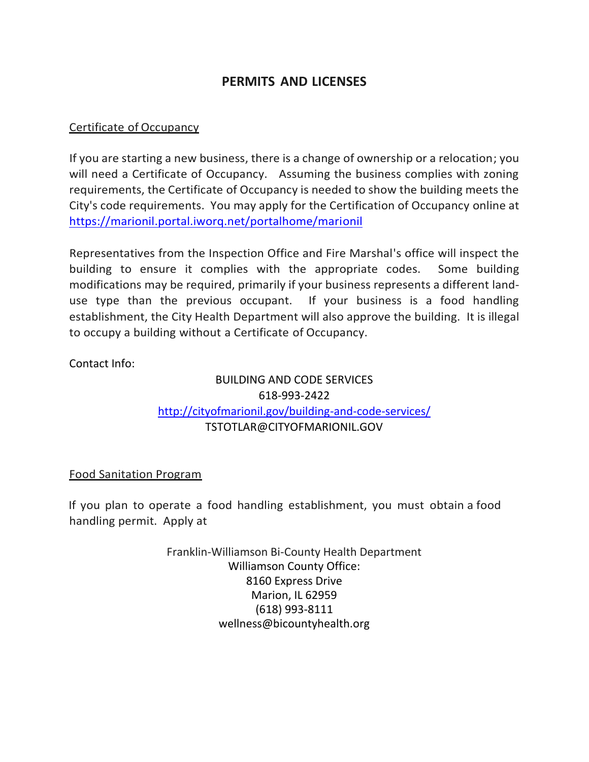# PERMITS AND LICENSES

## Certificate of Occupancy

If you are starting a new business, there is a change of ownership or a relocation; you will need a Certificate of Occupancy. Assuming the business complies with zoning requirements, the Certificate of Occupancy is needed to show the building meets the City's code requirements. You may apply for the Certification of Occupancy online at https://marionil.portal.iworq.net/portalhome/marionil

Representatives from the Inspection Office and Fire Marshal's office will inspect the building to ensure it complies with the appropriate codes. Some building modifications may be required, primarily if your business represents a different land-use type than the previous occupant. If your business is a food handling establishment, the City Health Department will also approve the building. It is illegal to occupy a building without a Certificate of Occupancy.

Contact Info:

BUILDING AND CODE SERVICES
618-993-2422
http://cityofmarionil.gov/building-and-code-services/
TSTOTLAR@CITYOFMARIONIL.GOV

## Food Sanitation Program

If you plan to operate a food handling establishment, you must obtain a food handling permit. Apply at

Franklin-Williamson Bi-County Health Department
Williamson County Office:
8160 Express Drive
Marion, IL 62959
(618) 993-8111
wellness@bicountyhealth.org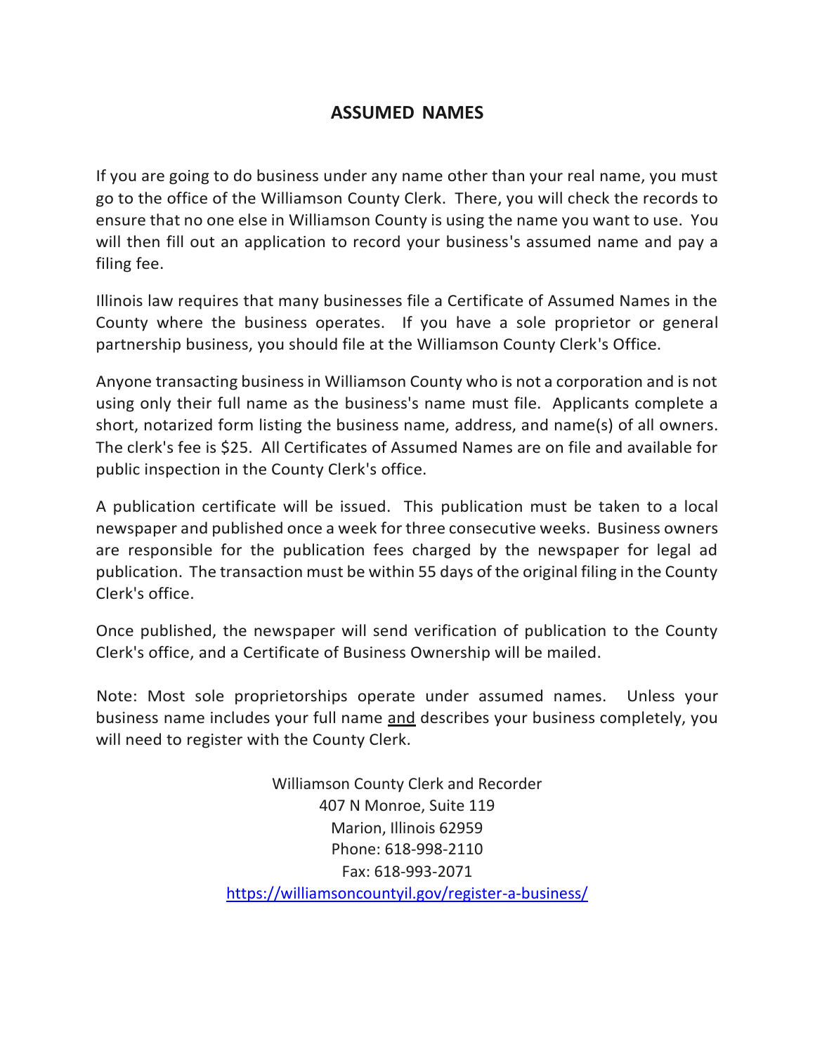## ASSUMED NAMES

If you are going to do business under any name other than your real name, you must go to the office of the Williamson County Clerk. There, you will check the records to ensure that no one else in Williamson County is using the name you want to use. You will then fill out an application to record your business's assumed name and pay a filing fee.

Illinois law requires that many businesses file a Certificate of Assumed Names in the County where the business operates. If you have a sole proprietor or general partnership business, you should file at the Williamson County Clerk's Office.

Anyone transacting business in Williamson County who is not a corporation and is not using only their full name as the business's name must file. Applicants complete a short, notarized form listing the business name, address, and name(s) of all owners. The clerk's fee is $25. All Certificates of Assumed Names are on file and available for public inspection in the County Clerk's office.

A publication certificate will be issued. This publication must be taken to a local newspaper and published once a week for three consecutive weeks. Business owners are responsible for the publication fees charged by the newspaper for legal ad publication. The transaction must be within 55 days of the original filing in the County Clerk's office.

Once published, the newspaper will send verification of publication to the County Clerk's office, and a Certificate of Business Ownership will be mailed.

Note: Most sole proprietorships operate under assumed names. Unless your business name includes your full name <u>and</u> describes your business completely, you will need to register with the County Clerk.

Williamson County Clerk and Recorder
407 N Monroe, Suite 119
Marion, Illinois 62959
Phone: 618-998-2110
Fax: 618-993-2071
https://williamsoncountyil.gov/register-a-business/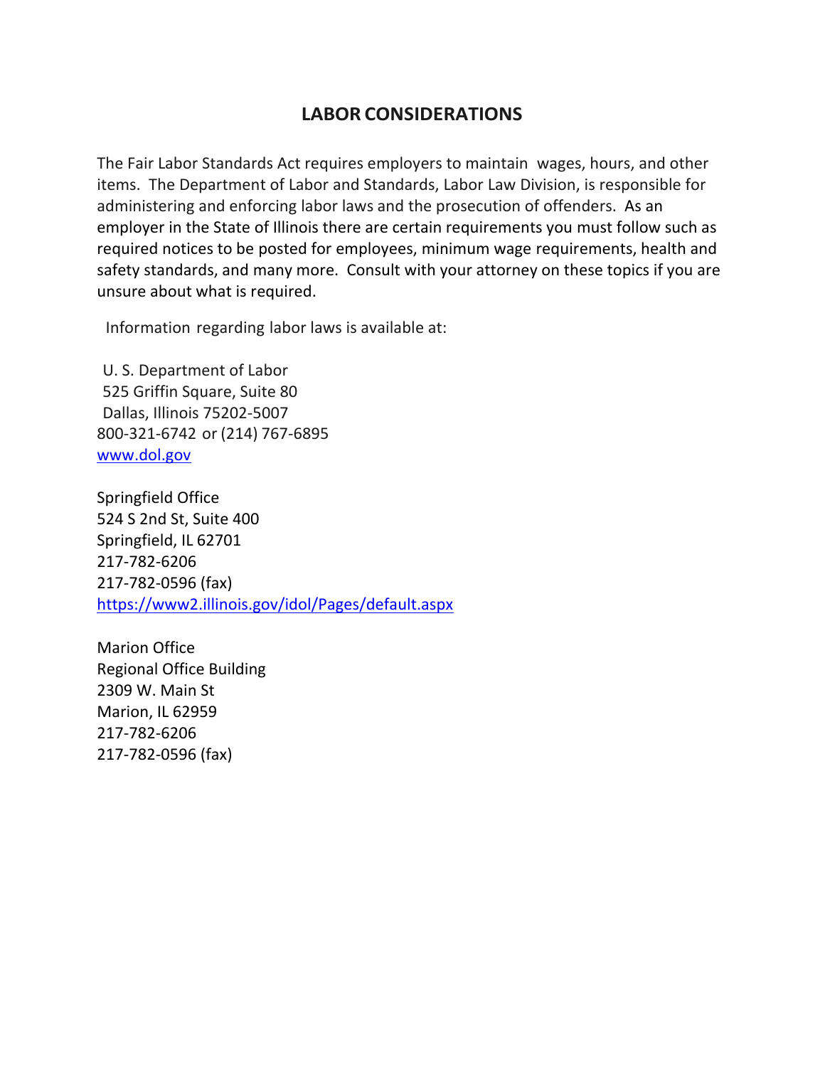## LABOR CONSIDERATIONS

The Fair Labor Standards Act requires employers to maintain wages, hours, and other items. The Department of Labor and Standards, Labor Law Division, is responsible for administering and enforcing labor laws and the prosecution of offenders. As an employer in the State of Illinois there are certain requirements you must follow such as required notices to be posted for employees, minimum wage requirements, health and safety standards, and many more. Consult with your attorney on these topics if you are unsure about what is required.

Information regarding labor laws is available at:

U. S. Department of Labor
525 Griffin Square, Suite 80
Dallas, Illinois 75202-5007
800-321-6742 or (214) 767-6895
www.dol.gov

Springfield Office
524 S 2nd St, Suite 400
Springfield, IL 62701
217-782-6206
217-782-0596 (fax)
https://www2.illinois.gov/idol/Pages/default.aspx

Marion Office
Regional Office Building
2309 W. Main St
Marion, IL 62959
217-782-6206
217-782-0596 (fax)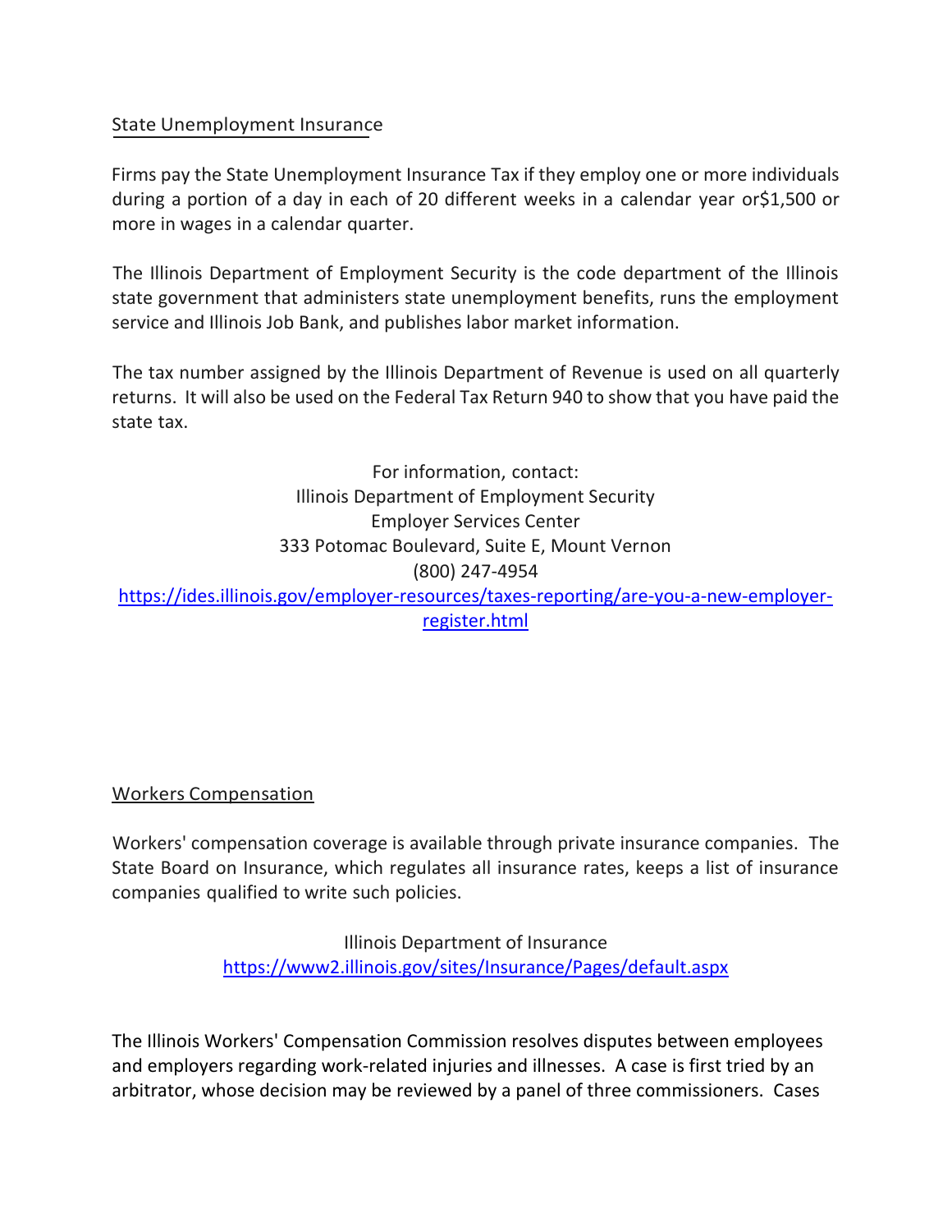## State Unemployment Insurance

Firms pay the State Unemployment Insurance Tax if they employ one or more individuals during a portion of a day in each of 20 different weeks in a calendar year or$1,500 or more in wages in a calendar quarter.

The Illinois Department of Employment Security is the code department of the Illinois state government that administers state unemployment benefits, runs the employment service and Illinois Job Bank, and publishes labor market information.

The tax number assigned by the Illinois Department of Revenue is used on all quarterly returns. It will also be used on the Federal Tax Return 940 to show that you have paid the state tax.

For information, contact:
Illinois Department of Employment Security
Employer Services Center
333 Potomac Boulevard, Suite E, Mount Vernon
(800) 247-4954
https://ides.illinois.gov/employer-resources/taxes-reporting/are-you-a-new-employer-register.html

## Workers Compensation

Workers' compensation coverage is available through private insurance companies. The State Board on Insurance, which regulates all insurance rates, keeps a list of insurance companies qualified to write such policies.

Illinois Department of Insurance
https://www2.illinois.gov/sites/Insurance/Pages/default.aspx

The Illinois Workers' Compensation Commission resolves disputes between employees and employers regarding work-related injuries and illnesses. A case is first tried by an arbitrator, whose decision may be reviewed by a panel of three commissioners. Cases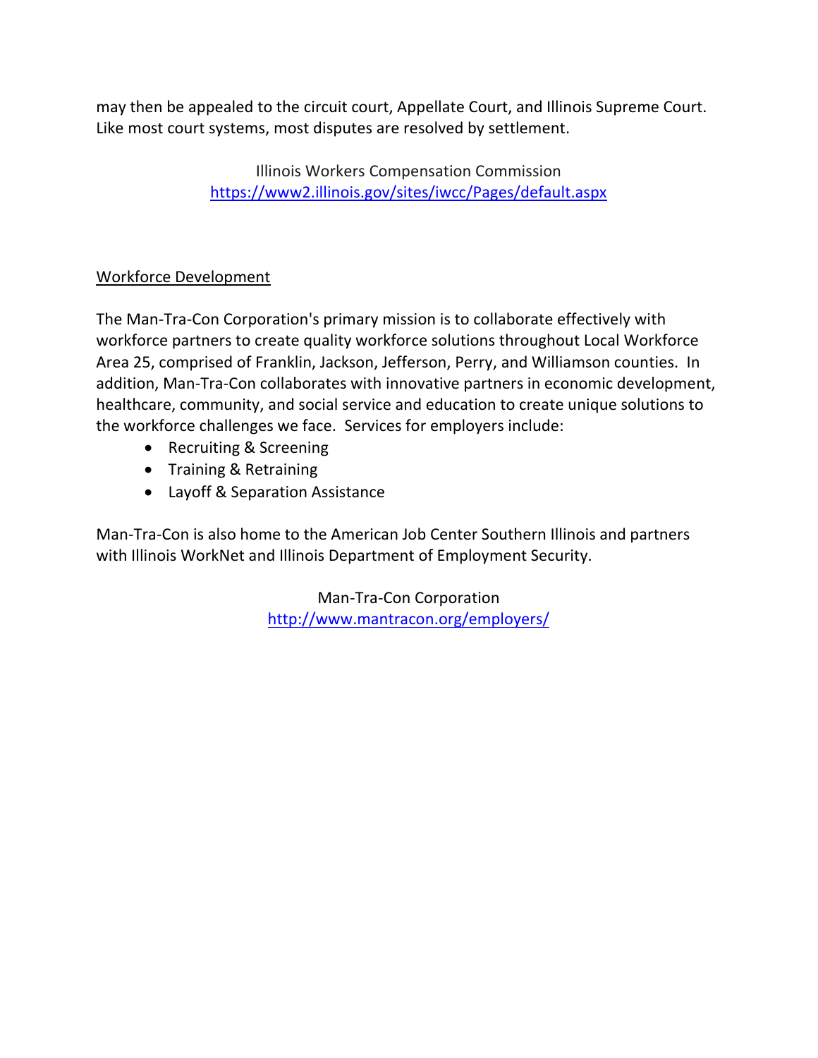may then be appealed to the circuit court, Appellate Court, and Illinois Supreme Court. Like most court systems, most disputes are resolved by settlement.

Illinois Workers Compensation Commission
[https://www2.illinois.gov/sites/iwcc/Pages/default.aspx](https://www2.illinois.gov/sites/iwcc/Pages/default.aspx)

Workforce Development

The Man-Tra-Con Corporation's primary mission is to collaborate effectively with workforce partners to create quality workforce solutions throughout Local Workforce Area 25, comprised of Franklin, Jackson, Jefferson, Perry, and Williamson counties. In addition, Man-Tra-Con collaborates with innovative partners in economic development, healthcare, community, and social service and education to create unique solutions to the workforce challenges we face. Services for employers include:

- Recruiting & Screening
- Training & Retraining
- Layoff & Separation Assistance

Man-Tra-Con is also home to the American Job Center Southern Illinois and partners with Illinois WorkNet and Illinois Department of Employment Security.

Man-Tra-Con Corporation
[http://www.mantracon.org/employers/](http://www.mantracon.org/employers/)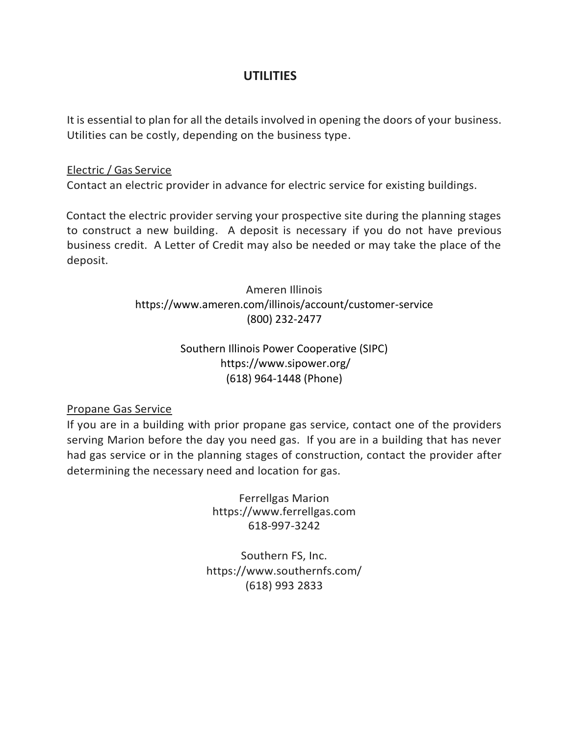# UTILITIES

It is essential to plan for all the details involved in opening the doors of your business. Utilities can be costly, depending on the business type.

## Electric / Gas Service

Contact an electric provider in advance for electric service for existing buildings.

Contact the electric provider serving your prospective site during the planning stages to construct a new building. A deposit is necessary if you do not have previous business credit. A Letter of Credit may also be needed or may take the place of the deposit.

Ameren Illinois
https://www.ameren.com/illinois/account/customer-service
(800) 232-2477

Southern Illinois Power Cooperative (SIPC)
https://www.sipower.org/
(618) 964-1448 (Phone)

## Propane Gas Service

If you are in a building with prior propane gas service, contact one of the providers serving Marion before the day you need gas. If you are in a building that has never had gas service or in the planning stages of construction, contact the provider after determining the necessary need and location for gas.

Ferrellgas Marion
https://www.ferrellgas.com
618-997-3242

Southern FS, Inc.
https://www.southernfs.com/
(618) 993 2833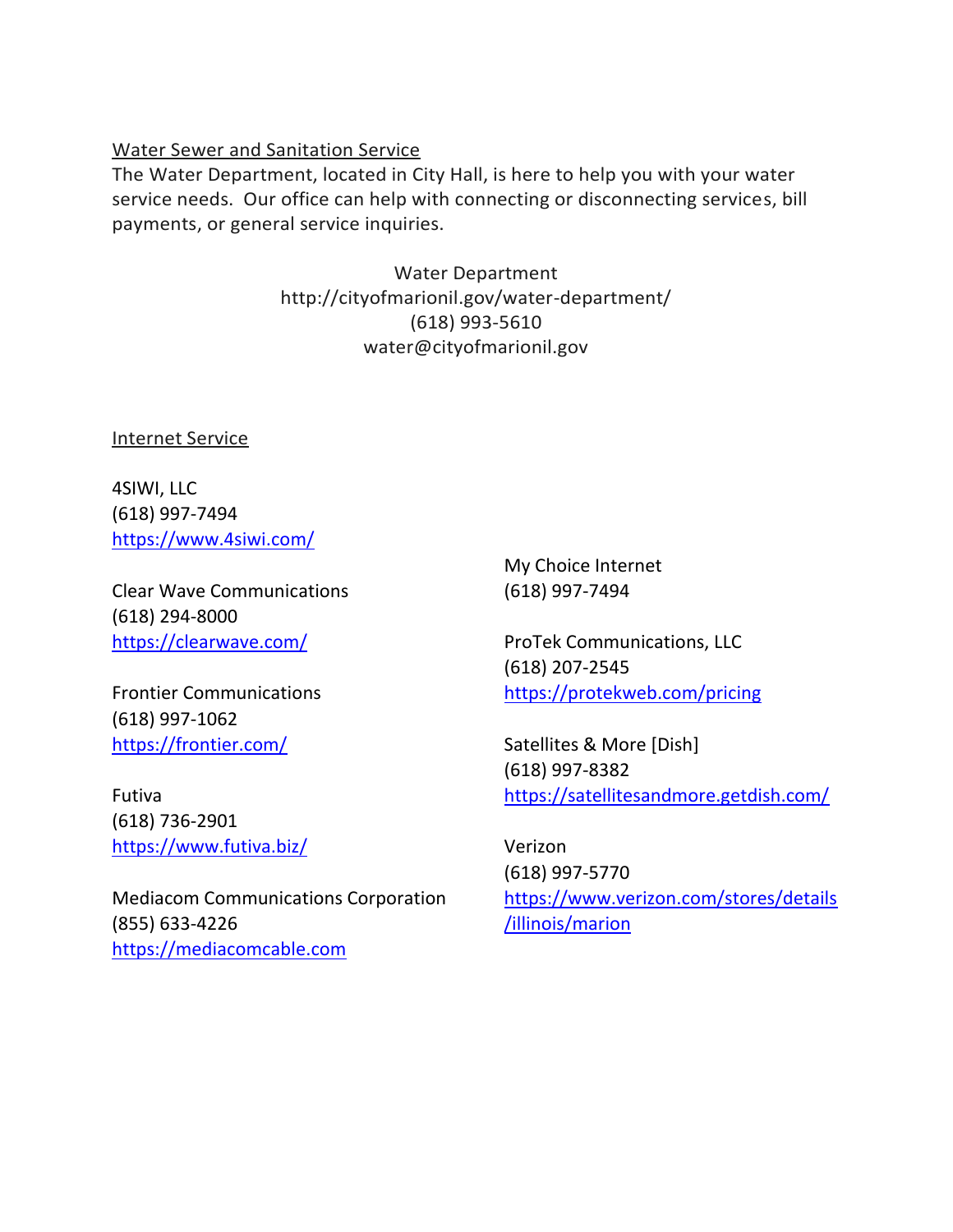## Water Sewer and Sanitation Service

The Water Department, located in City Hall, is here to help you with your water service needs. Our office can help with connecting or disconnecting services, bill payments, or general service inquiries.

Water Department
http://cityofmarionil.gov/water-department/
(618) 993-5610
water@cityofmarionil.gov

## Internet Service

4SIWI, LLC
(618) 997-7494
https://www.4siwi.com/

Clear Wave Communications
(618) 294-8000
https://clearwave.com/

Frontier Communications
(618) 997-1062
https://frontier.com/

Futiva
(618) 736-2901
https://www.futiva.biz/

Mediacom Communications Corporation
(855) 633-4226
https://mediacomcable.com

My Choice Internet
(618) 997-7494

ProTek Communications, LLC
(618) 207-2545
https://protekweb.com/pricing

Satellites & More [Dish]
(618) 997-8382
https://satellitesandmore.getdish.com/

Verizon
(618) 997-5770
https://www.verizon.com/stores/details/illinois/marion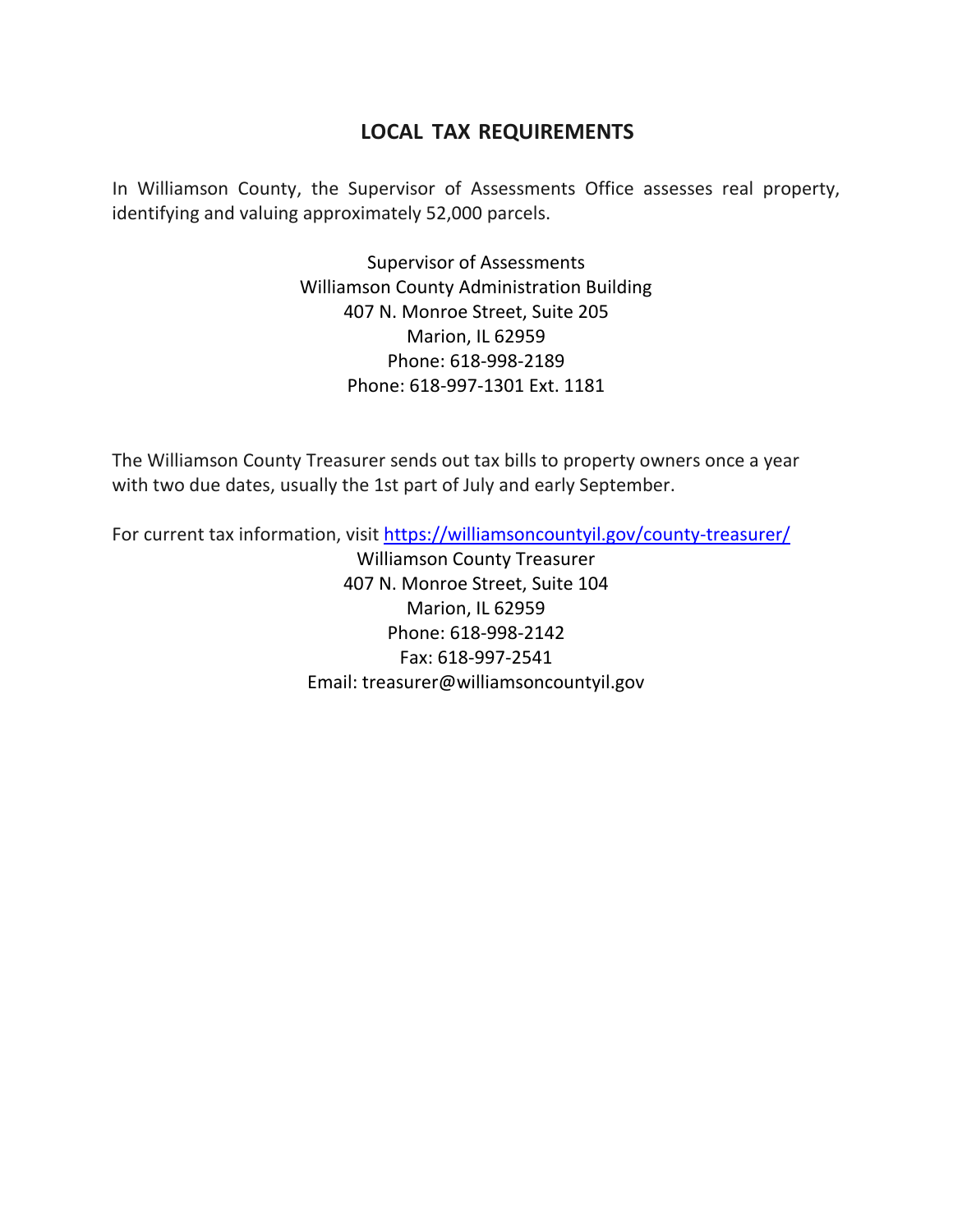## LOCAL TAX REQUIREMENTS

In Williamson County, the Supervisor of Assessments Office assesses real property, identifying and valuing approximately 52,000 parcels.

Supervisor of Assessments
Williamson County Administration Building
407 N. Monroe Street, Suite 205
Marion, IL 62959
Phone: 618-998-2189
Phone: 618-997-1301 Ext. 1181

The Williamson County Treasurer sends out tax bills to property owners once a year with two due dates, usually the 1st part of July and early September.

For current tax information, visit [https://williamsoncountyil.gov/county-treasurer/](https://williamsoncountyil.gov/county-treasurer/)

Williamson County Treasurer
407 N. Monroe Street, Suite 104
Marion, IL 62959
Phone: 618-998-2142
Fax: 618-997-2541
Email: treasurer@williamsoncountyil.gov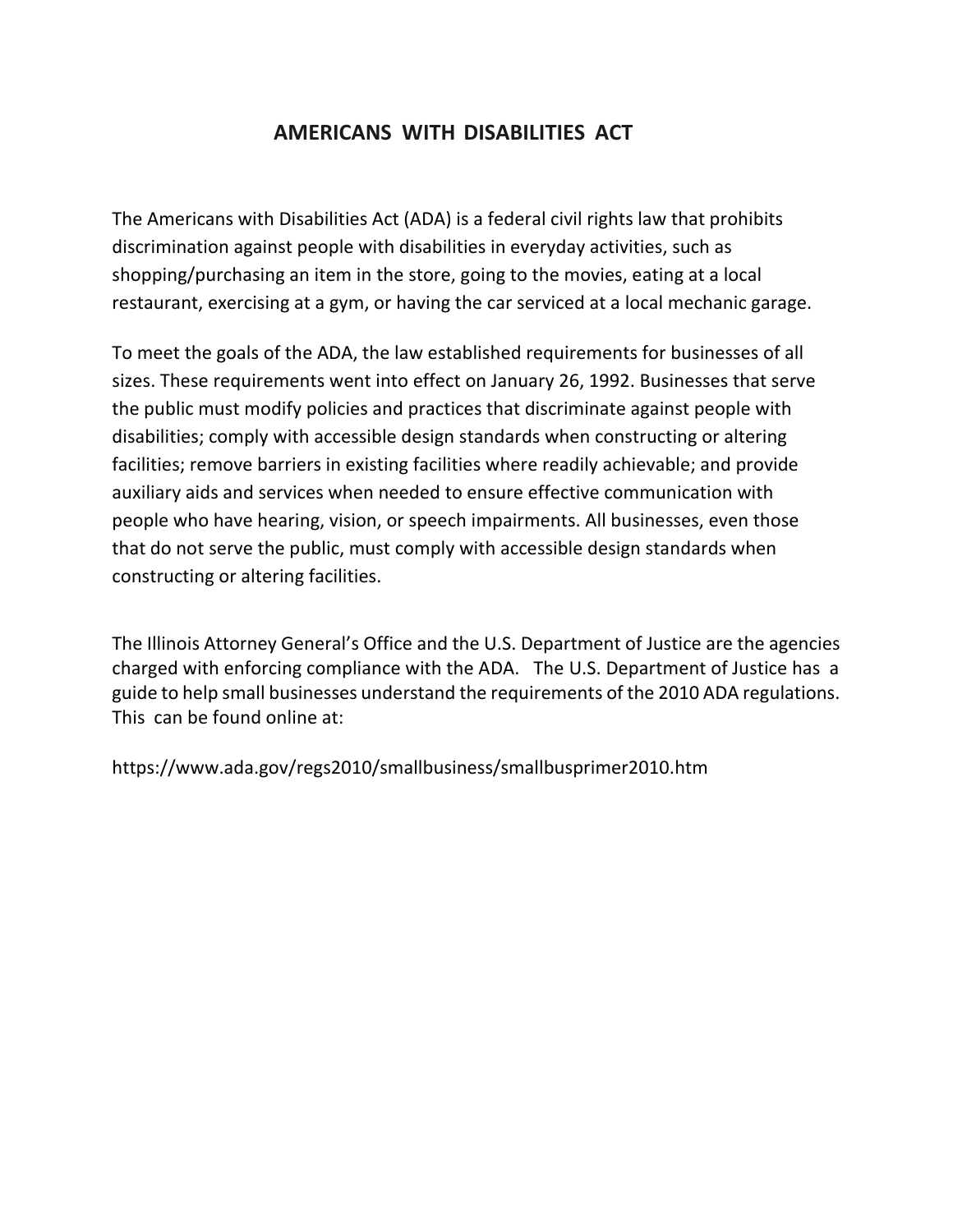# AMERICANS WITH DISABILITIES ACT

The Americans with Disabilities Act (ADA) is a federal civil rights law that prohibits discrimination against people with disabilities in everyday activities, such as shopping/purchasing an item in the store, going to the movies, eating at a local restaurant, exercising at a gym, or having the car serviced at a local mechanic garage.

To meet the goals of the ADA, the law established requirements for businesses of all sizes. These requirements went into effect on January 26, 1992. Businesses that serve the public must modify policies and practices that discriminate against people with disabilities; comply with accessible design standards when constructing or altering facilities; remove barriers in existing facilities where readily achievable; and provide auxiliary aids and services when needed to ensure effective communication with people who have hearing, vision, or speech impairments. All businesses, even those that do not serve the public, must comply with accessible design standards when constructing or altering facilities.

The Illinois Attorney General's Office and the U.S. Department of Justice are the agencies charged with enforcing compliance with the ADA. The U.S. Department of Justice has a guide to help small businesses understand the requirements of the 2010 ADA regulations. This can be found online at:

https://www.ada.gov/regs2010/smallbusiness/smallbusprimer2010.htm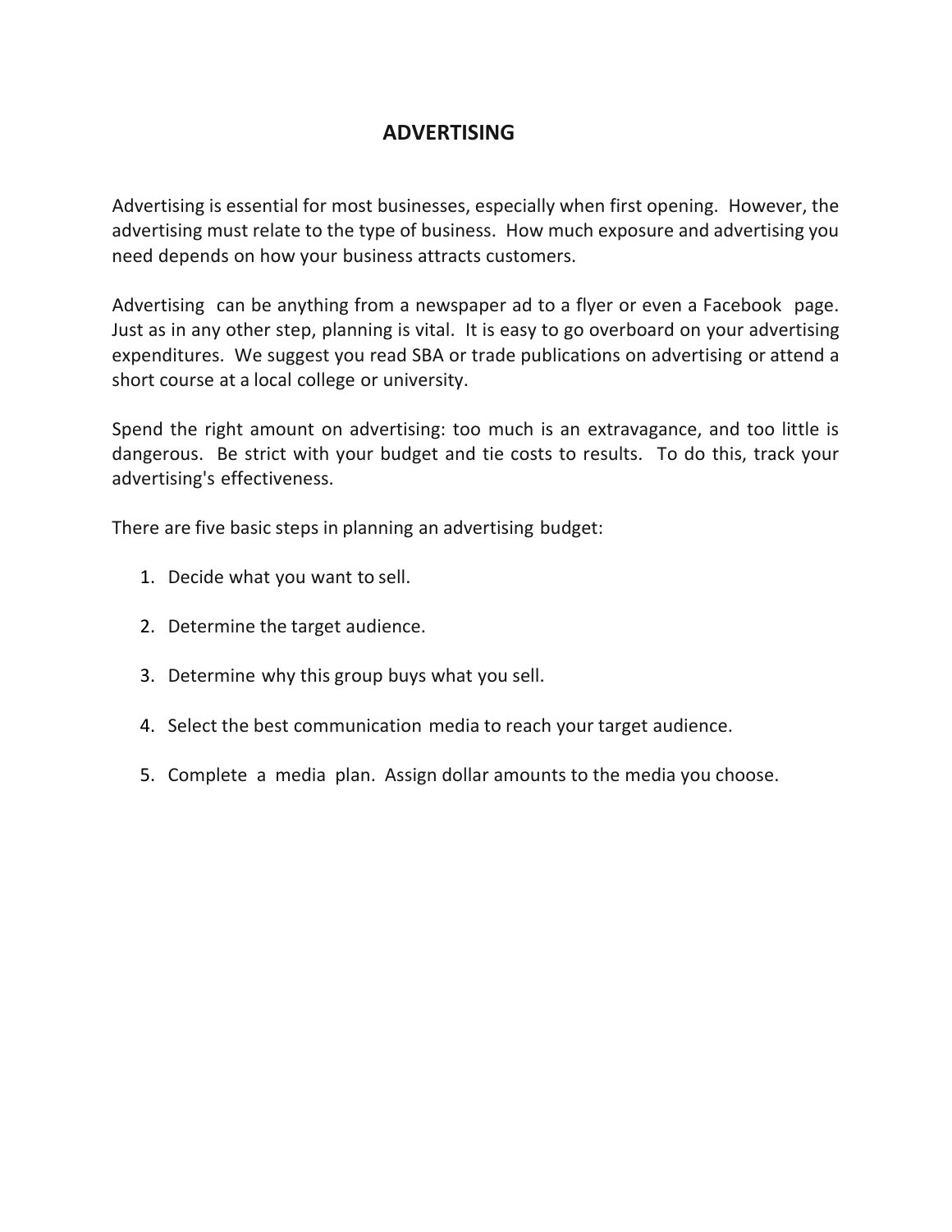# ADVERTISING

Advertising is essential for most businesses, especially when first opening. However, the advertising must relate to the type of business. How much exposure and advertising you need depends on how your business attracts customers.

Advertising can be anything from a newspaper ad to a flyer or even a Facebook page. Just as in any other step, planning is vital. It is easy to go overboard on your advertising expenditures. We suggest you read SBA or trade publications on advertising or attend a short course at a local college or university.

Spend the right amount on advertising: too much is an extravagance, and too little is dangerous. Be strict with your budget and tie costs to results. To do this, track your advertising's effectiveness.

There are five basic steps in planning an advertising budget:

1. Decide what you want to sell.

2. Determine the target audience.

3. Determine why this group buys what you sell.

4. Select the best communication media to reach your target audience.

5. Complete a media plan. Assign dollar amounts to the media you choose.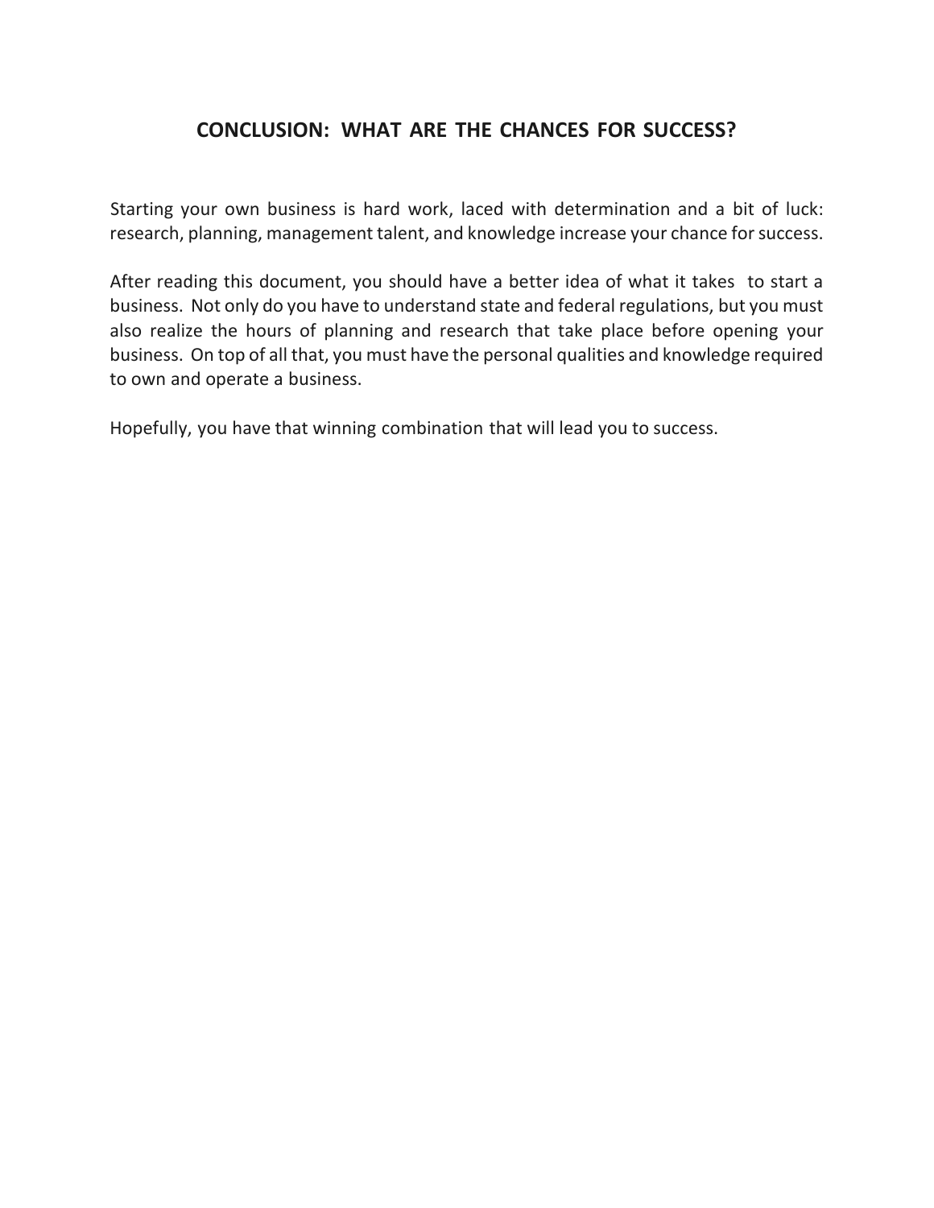## CONCLUSION: WHAT ARE THE CHANCES FOR SUCCESS?

Starting your own business is hard work, laced with determination and a bit of luck: research, planning, management talent, and knowledge increase your chance for success.

After reading this document, you should have a better idea of what it takes to start a business. Not only do you have to understand state and federal regulations, but you must also realize the hours of planning and research that take place before opening your business. On top of all that, you must have the personal qualities and knowledge required to own and operate a business.

Hopefully, you have that winning combination that will lead you to success.